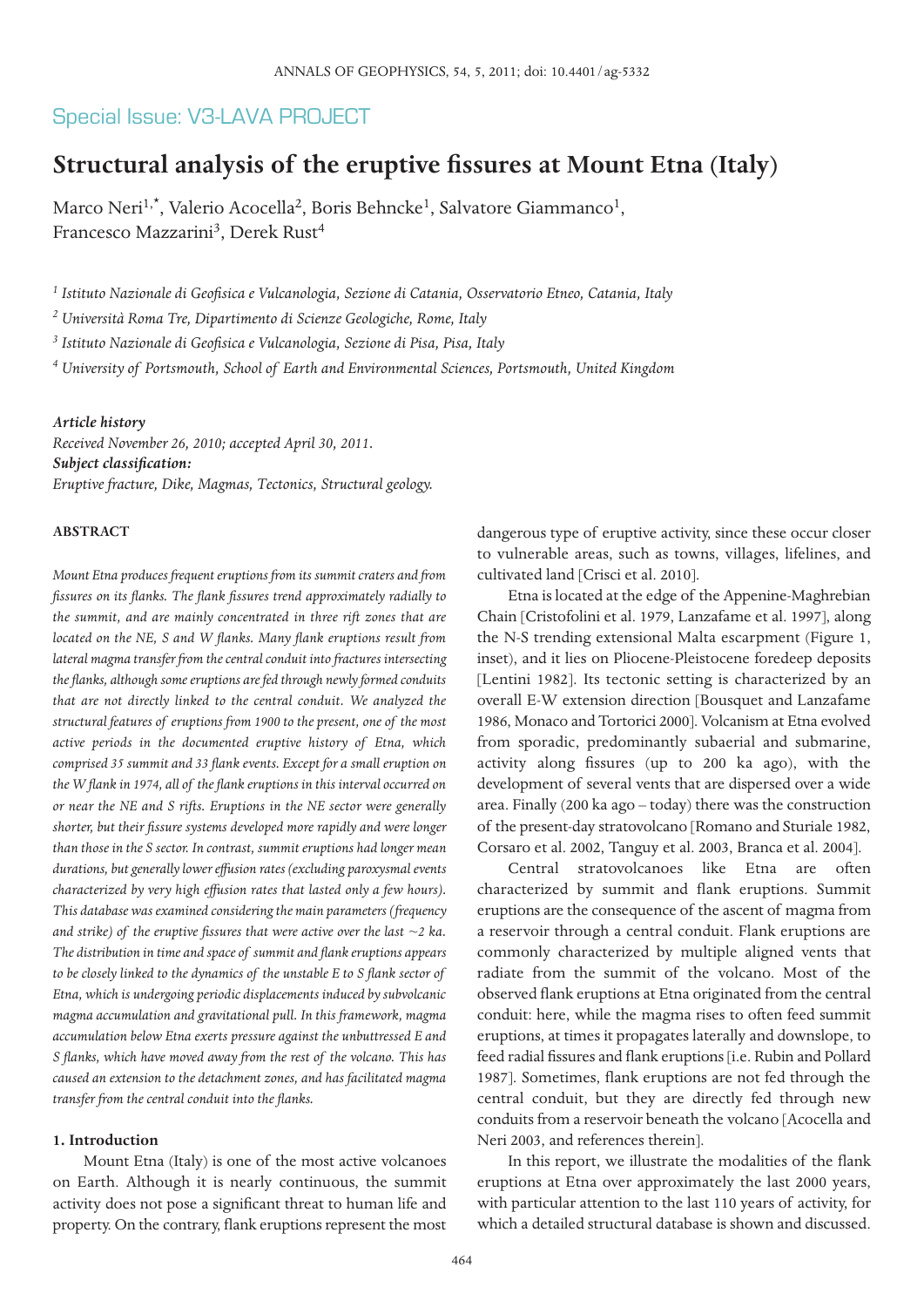Special Issue: V3-LAVA PROJECT

# Structural analysis of the eruptive fissures at Mount Etna (Italy)

Marco Neri[1,*], Valerio Acocella[2], Boris Behncke[1], Salvatore Giammanco[1], Francesco Mazzarini[3], Derek Rust[4]

*[1] Istituto Nazionale di Geofisica e Vulcanologia, Sezione di Catania, Osservatorio Etneo, Catania, Italy*

*[2] Università Roma Tre, Dipartimento di Scienze Geologiche, Rome, Italy*

*[3] Istituto Nazionale di Geofisica e Vulcanologia, Sezione di Pisa, Pisa, Italy*

*[4] University of Portsmouth, School of Earth and Environmental Sciences, Portsmouth, United Kingdom*

***Article history***
*Received November 26, 2010; accepted April 30, 2011.*
***Subject classification:***
*Eruptive fracture, Dike, Magmas, Tectonics, Structural geology.*

**ABSTRACT**

*Mount Etna produces frequent eruptions from its summit craters and from fissures on its flanks. The flank fissures trend approximately radially to the summit, and are mainly concentrated in three rift zones that are located on the NE, S and W flanks. Many flank eruptions result from lateral magma transfer from the central conduit into fractures intersecting the flanks, although some eruptions are fed through newly formed conduits that are not directly linked to the central conduit. We analyzed the structural features of eruptions from 1900 to the present, one of the most active periods in the documented eruptive history of Etna, which comprised 35 summit and 33 flank events. Except for a small eruption on the W flank in 1974, all of the flank eruptions in this interval occurred on or near the NE and S rifts. Eruptions in the NE sector were generally shorter, but their fissure systems developed more rapidly and were longer than those in the S sector. In contrast, summit eruptions had longer mean durations, but generally lower effusion rates (excluding paroxysmal events characterized by very high effusion rates that lasted only a few hours). This database was examined considering the main parameters (frequency and strike) of the eruptive fissures that were active over the last ~2 ka. The distribution in time and space of summit and flank eruptions appears to be closely linked to the dynamics of the unstable E to S flank sector of Etna, which is undergoing periodic displacements induced by subvolcanic magma accumulation and gravitational pull. In this framework, magma accumulation below Etna exerts pressure against the unbuttressed E and S flanks, which have moved away from the rest of the volcano. This has caused an extension to the detachment zones, and has facilitated magma transfer from the central conduit into the flanks.*

## 1. Introduction

Mount Etna (Italy) is one of the most active volcanoes on Earth. Although it is nearly continuous, the summit activity does not pose a significant threat to human life and property. On the contrary, flank eruptions represent the most dangerous type of eruptive activity, since these occur closer to vulnerable areas, such as towns, villages, lifelines, and cultivated land [Crisci et al. 2010].

Etna is located at the edge of the Appenine-Maghrebian Chain [Cristofolini et al. 1979, Lanzafame et al. 1997], along the N-S trending extensional Malta escarpment (Figure 1, inset), and it lies on Pliocene-Pleistocene foredeep deposits [Lentini 1982]. Its tectonic setting is characterized by an overall E-W extension direction [Bousquet and Lanzafame 1986, Monaco and Tortorici 2000]. Volcanism at Etna evolved from sporadic, predominantly subaerial and submarine, activity along fissures (up to 200 ka ago), with the development of several vents that are dispersed over a wide area. Finally (200 ka ago – today) there was the construction of the present-day stratovolcano [Romano and Sturiale 1982, Corsaro et al. 2002, Tanguy et al. 2003, Branca et al. 2004].

Central stratovolcanoes like Etna are often characterized by summit and flank eruptions. Summit eruptions are the consequence of the ascent of magma from a reservoir through a central conduit. Flank eruptions are commonly characterized by multiple aligned vents that radiate from the summit of the volcano. Most of the observed flank eruptions at Etna originated from the central conduit: here, while the magma rises to often feed summit eruptions, at times it propagates laterally and downslope, to feed radial fissures and flank eruptions [i.e. Rubin and Pollard 1987]. Sometimes, flank eruptions are not fed through the central conduit, but they are directly fed through new conduits from a reservoir beneath the volcano [Acocella and Neri 2003, and references therein].

In this report, we illustrate the modalities of the flank eruptions at Etna over approximately the last 2000 years, with particular attention to the last 110 years of activity, for which a detailed structural database is shown and discussed.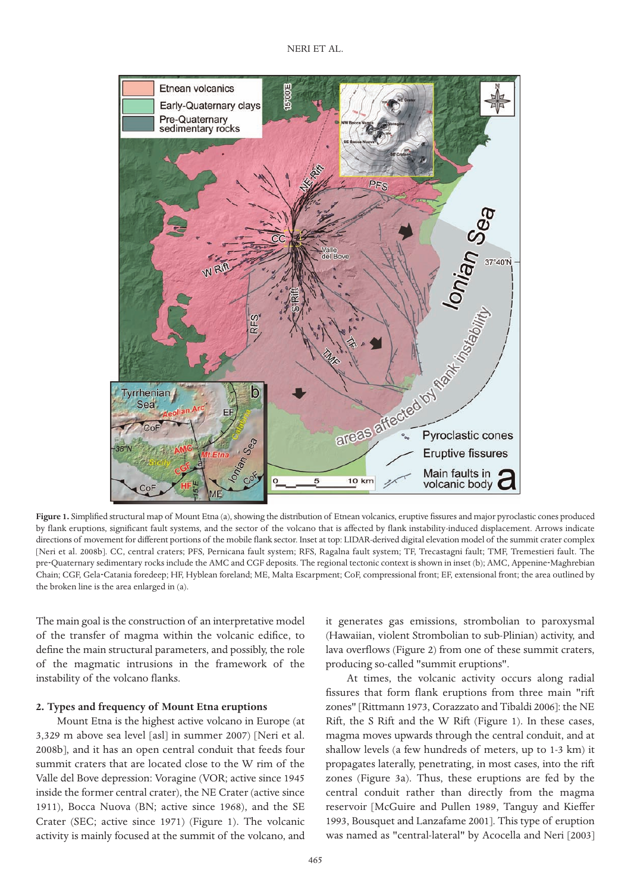**Figure 1.** Simplified structural map of Mount Etna (a), showing the distribution of Etnean volcanics, eruptive fissures and major pyroclastic cones produced by flank eruptions, significant fault systems, and the sector of the volcano that is affected by flank instability-induced displacement. Arrows indicate directions of movement for different portions of the mobile flank sector. Inset at top: LIDAR-derived digital elevation model of the summit crater complex [Neri et al. 2008b]. CC, central craters; PFS, Pernicana fault system; RFS, Ragalna fault system; TF, Trecastagni fault; TMF, Tremestieri fault. The pre-Quaternary sedimentary rocks include the AMC and CGF deposits. The regional tectonic context is shown in inset (b); AMC, Appenine-Maghrebian Chain; CGF, Gela-Catania foredeep; HF, Hyblean foreland; ME, Malta Escarpment; CoF, compressional front; EF, extensional front; the area outlined by the broken line is the area enlarged in (a).

The main goal is the construction of an interpretative model of the transfer of magma within the volcanic edifice, to define the main structural parameters, and possibly, the role of the magmatic intrusions in the framework of the instability of the volcano flanks.

## 2. Types and frequency of Mount Etna eruptions

Mount Etna is the highest active volcano in Europe (at 3,329 m above sea level [asl] in summer 2007) [Neri et al. 2008b], and it has an open central conduit that feeds four summit craters that are located close to the W rim of the Valle del Bove depression: Voragine (VOR; active since 1945 inside the former central crater), the NE Crater (active since 1911), Bocca Nuova (BN; active since 1968), and the SE Crater (SEC; active since 1971) (Figure 1). The volcanic activity is mainly focused at the summit of the volcano, and it generates gas emissions, strombolian to paroxysmal (Hawaiian, violent Strombolian to sub-Plinian) activity, and lava overflows (Figure 2) from one of these summit craters, producing so-called "summit eruptions".

At times, the volcanic activity occurs along radial fissures that form flank eruptions from three main "rift zones" [Rittmann 1973, Corazzato and Tibaldi 2006]: the NE Rift, the S Rift and the W Rift (Figure 1). In these cases, magma moves upwards through the central conduit, and at shallow levels (a few hundreds of meters, up to 1-3 km) it propagates laterally, penetrating, in most cases, into the rift zones (Figure 3a). Thus, these eruptions are fed by the central conduit rather than directly from the magma reservoir [McGuire and Pullen 1989, Tanguy and Kieffer 1993, Bousquet and Lanzafame 2001]. This type of eruption was named as "central-lateral" by Acocella and Neri [2003]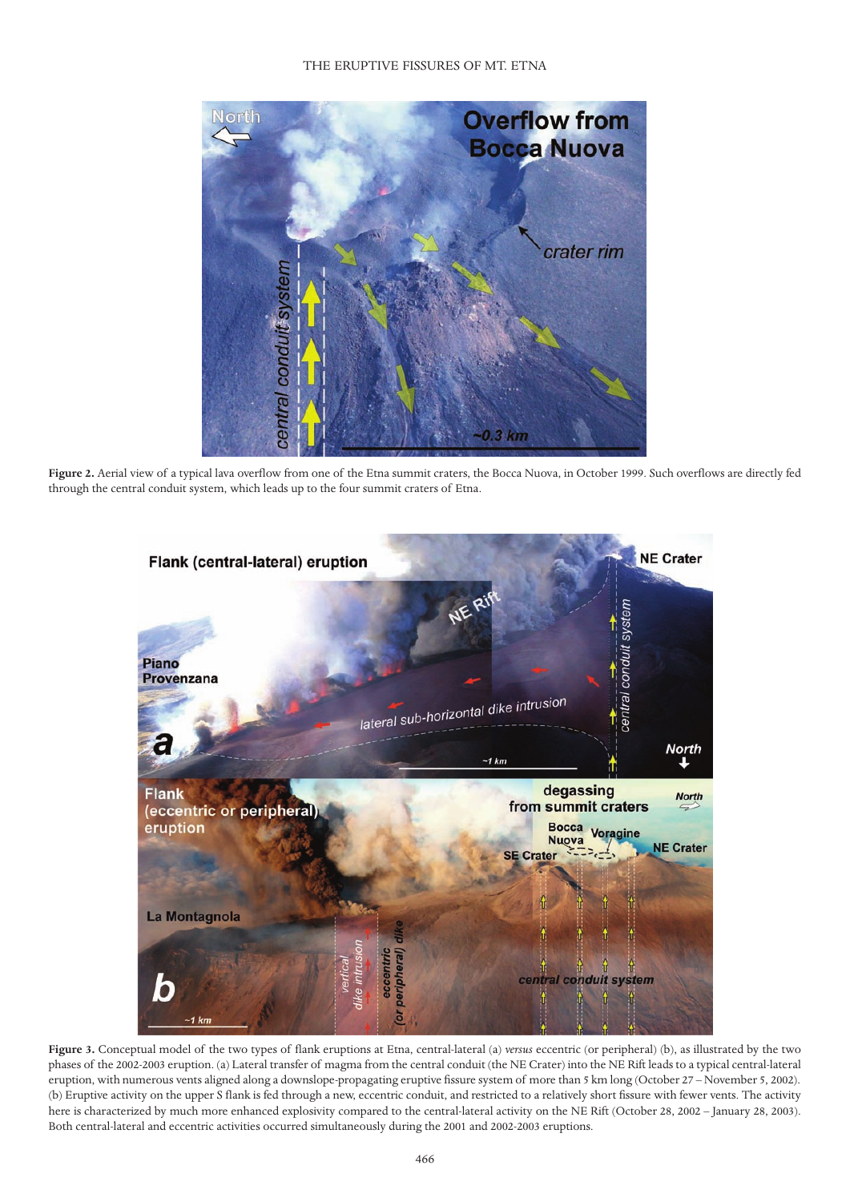**Figure 2.** Aerial view of a typical lava overflow from one of the Etna summit craters, the Bocca Nuova, in October 1999. Such overflows are directly fed through the central conduit system, which leads up to the four summit craters of Etna.

**Figure 3.** Conceptual model of the two types of flank eruptions at Etna, central-lateral (a) *versus* eccentric (or peripheral) (b), as illustrated by the two phases of the 2002-2003 eruption. (a) Lateral transfer of magma from the central conduit (the NE Crater) into the NE Rift leads to a typical central-lateral eruption, with numerous vents aligned along a downslope-propagating eruptive fissure system of more than 5 km long (October 27 – November 5, 2002). (b) Eruptive activity on the upper S flank is fed through a new, eccentric conduit, and restricted to a relatively short fissure with fewer vents. The activity here is characterized by much more enhanced explosivity compared to the central-lateral activity on the NE Rift (October 28, 2002 – January 28, 2003). Both central-lateral and eccentric activities occurred simultaneously during the 2001 and 2002-2003 eruptions.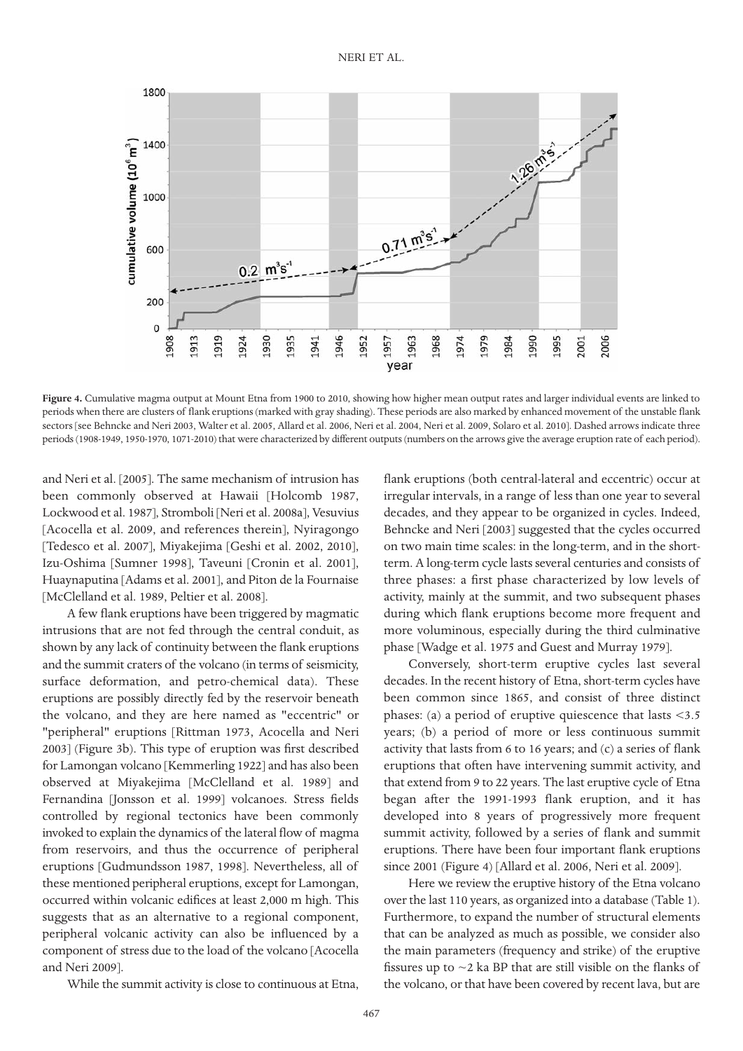**Figure 4.** Cumulative magma output at Mount Etna from 1900 to 2010, showing how higher mean output rates and larger individual events are linked to periods when there are clusters of flank eruptions (marked with gray shading). These periods are also marked by enhanced movement of the unstable flank sectors [see Behncke and Neri 2003, Walter et al. 2005, Allard et al. 2006, Neri et al. 2004, Neri et al. 2009, Solaro et al. 2010]. Dashed arrows indicate three periods (1908-1949, 1950-1970, 1071-2010) that were characterized by different outputs (numbers on the arrows give the average eruption rate of each period).

and Neri et al. [2005]. The same mechanism of intrusion has been commonly observed at Hawaii [Holcomb 1987, Lockwood et al. 1987], Stromboli [Neri et al. 2008a], Vesuvius [Acocella et al. 2009, and references therein], Nyiragongo [Tedesco et al. 2007], Miyakejima [Geshi et al. 2002, 2010], Izu-Oshima [Sumner 1998], Taveuni [Cronin et al. 2001], Huaynaputina [Adams et al. 2001], and Piton de la Fournaise [McClelland et al. 1989, Peltier et al. 2008].

A few flank eruptions have been triggered by magmatic intrusions that are not fed through the central conduit, as shown by any lack of continuity between the flank eruptions and the summit craters of the volcano (in terms of seismicity, surface deformation, and petro-chemical data). These eruptions are possibly directly fed by the reservoir beneath the volcano, and they are here named as "eccentric" or "peripheral" eruptions [Rittman 1973, Acocella and Neri 2003] (Figure 3b). This type of eruption was first described for Lamongan volcano [Kemmerling 1922] and has also been observed at Miyakejima [McClelland et al. 1989] and Fernandina [Jonsson et al. 1999] volcanoes. Stress fields controlled by regional tectonics have been commonly invoked to explain the dynamics of the lateral flow of magma from reservoirs, and thus the occurrence of peripheral eruptions [Gudmundsson 1987, 1998]. Nevertheless, all of these mentioned peripheral eruptions, except for Lamongan, occurred within volcanic edifices at least 2,000 m high. This suggests that as an alternative to a regional component, peripheral volcanic activity can also be influenced by a component of stress due to the load of the volcano [Acocella and Neri 2009].

While the summit activity is close to continuous at Etna, flank eruptions (both central-lateral and eccentric) occur at irregular intervals, in a range of less than one year to several decades, and they appear to be organized in cycles. Indeed, Behncke and Neri [2003] suggested that the cycles occurred on two main time scales: in the long-term, and in the short-term. A long-term cycle lasts several centuries and consists of three phases: a first phase characterized by low levels of activity, mainly at the summit, and two subsequent phases during which flank eruptions become more frequent and more voluminous, especially during the third culminative phase [Wadge et al. 1975 and Guest and Murray 1979].

Conversely, short-term eruptive cycles last several decades. In the recent history of Etna, short-term cycles have been common since 1865, and consist of three distinct phases: (a) a period of eruptive quiescence that lasts <3.5 years; (b) a period of more or less continuous summit activity that lasts from 6 to 16 years; and (c) a series of flank eruptions that often have intervening summit activity, and that extend from 9 to 22 years. The last eruptive cycle of Etna began after the 1991-1993 flank eruption, and it has developed into 8 years of progressively more frequent summit activity, followed by a series of flank and summit eruptions. There have been four important flank eruptions since 2001 (Figure 4) [Allard et al. 2006, Neri et al. 2009].

Here we review the eruptive history of the Etna volcano over the last 110 years, as organized into a database (Table 1). Furthermore, to expand the number of structural elements that can be analyzed as much as possible, we consider also the main parameters (frequency and strike) of the eruptive fissures up to ~2 ka BP that are still visible on the flanks of the volcano, or that have been covered by recent lava, but are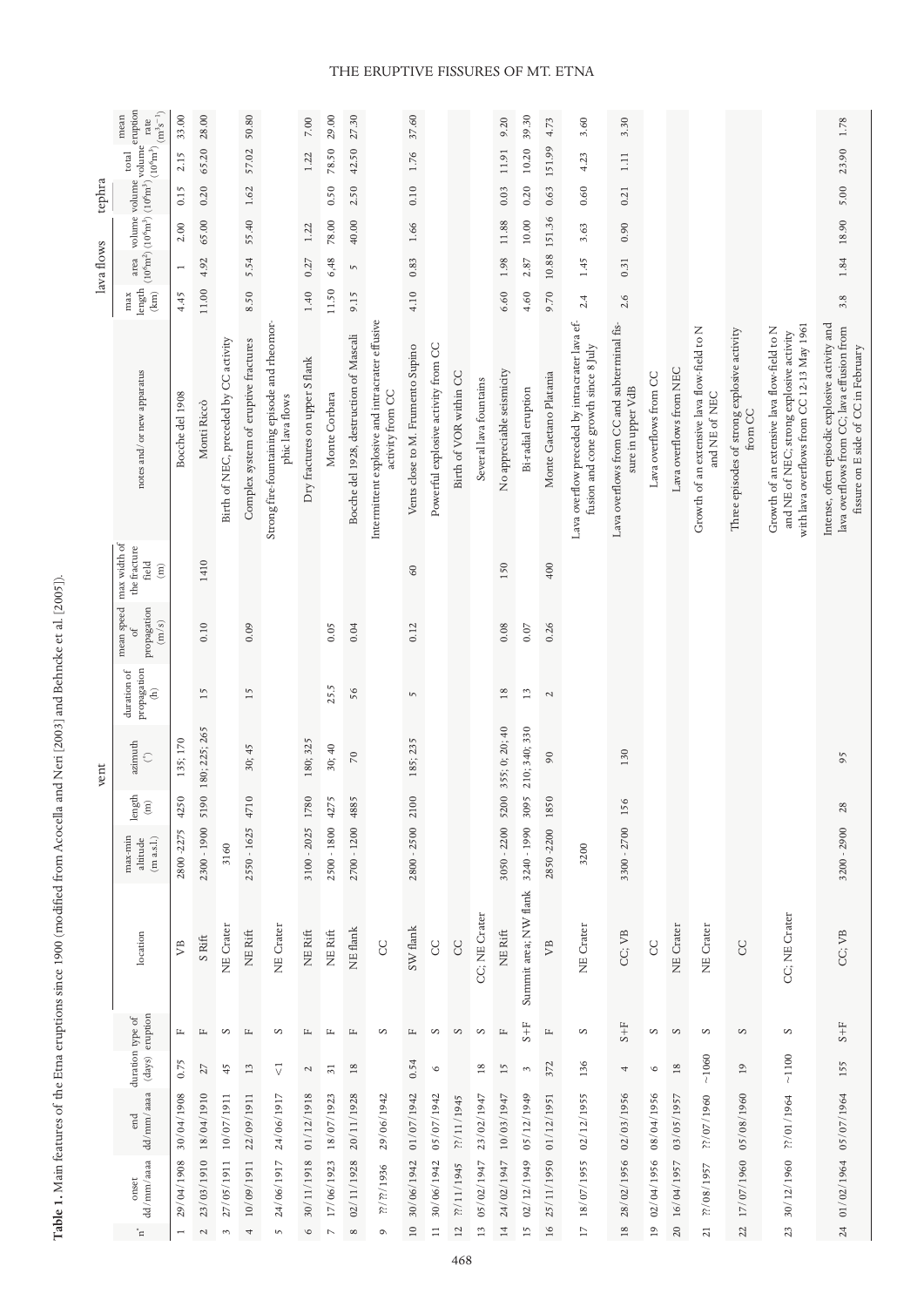**Table 1.** Main features of the Etna eruptions since 1900 (modified from Acocella and Neri [2003] and Behncke et al. [2005]).

| n° | onset dd/mm/aaaa | end dd/mm/aaaa | duration (days) | type of eruption | location | vent | | | | | | notes and/ or new apparatus | lava flows | | | tephra | | |
|---|---|---|---|---|---|---|---|---|---|---|---|---|---|---|---|---|---|---|
| | | | | | | max-min altitude (m a.s.l.) | length (m) | azimuth (°) | duration of propagation (h) | mean speed of propagation (m/s) | max width of the fracture field (m) | | max length (km) | area ($10^6m^2$) | volume ($10^6m^3$) | volume ($10^6m^3$) | total volume ($10^6m^3$) | mean eruption rate ($m^3s^{-1}$) |
| 1 | 29/04/1908 | 30/04/1908 | 0.75 | F | VB | 2800 -2275 | 4250 | 135; 170 | | | | Bocche del 1908 | 4.45 | 1 | 2.00 | 0.15 | 2.15 | 33.00 |
| 2 | 23/03/1910 | 18/04/1910 | 27 | F | S Rift | 2300 - 1900 | 5190 | 180; 225; 265 | 15 | 0.10 | 1410 | Monti Riccò | 11.00 | 4.92 | 65.00 | 0.20 | 65.20 | 28.00 |
| 3 | 27/05/1911 | 10/07/1911 | 45 | S | NE Crater | 3160 | | | | | | Birth of NEC, preceded by CC activity | | | | | | |
| 4 | 10/09/1911 | 22/09/1911 | 13 | F | NE Rift | 2550 - 1625 | 4710 | 30; 45 | 15 | 0.09 | | Complex system of eruptive fractures | 8.50 | 5.54 | 55.40 | 1.62 | 57.02 | 50.80 |
| 5 | 24/06/1917 | 24/06/1917 | <1 | S | NE Crater | | | | | | | Strong fire-fountaining episode and rheomorphic lava flows | | | | | | |
| 6 | 30/11/1918 | 01/12/1918 | 2 | F | NE Rift | 3100 - 2025 | 1780 | 180; 325 | | | | Dry fractures on upper S flank | 1.40 | 0.27 | 1.22 | | 1.22 | 7.00 |
| 7 | 17/06/1923 | 18/07/1923 | 31 | F | NE Rift | 2500 - 1800 | 4275 | 30; 40 | 25.5 | 0.05 | | Monte Corbara | 11.50 | 6.48 | 78.00 | 0.50 | 78.50 | 29.00 |
| 8 | 02/11/1928 | 20/11/1928 | 18 | F | NE flank | 2700 - 1200 | 4885 | 70 | 56 | 0.04 | | Bocche del 1928, destruction of Mascali | 9.15 | 5 | 40.00 | 2.50 | 42.50 | 27.30 |
| 9 | ??/??/1936 | 29/06/1942 | | S | CC | | | | | | | Intermittent explosive and intracrater effusive activity from CC | | | | | | |
| 10 | 30/06/1942 | 01/07/1942 | 0.54 | F | SW flank | 2800 - 2500 | 2100 | 185; 235 | 5 | 0.12 | 60 | Vents close to M. Frumento Supino | 4.10 | 0.83 | 1.66 | 0.10 | 1.76 | 37.60 |
| 11 | 30/06/1942 | 05/07/1942 | 6 | S | CC | | | | | | | Powerful explosive activity from CC | | | | | | |
| 12 | ??/11/1945 | ??/11/1945 | | S | CC | | | | | | | Birth of VOR within CC | | | | | | |
| 13 | 05/02/1947 | 23/02/1947 | 18 | S | CC; NE Crater | | | | | | | Several lava fountains | | | | | | |
| 14 | 24/02/1947 | 10/03/1947 | 15 | F | NE Rift | 3050 - 2200 | 5200 | 355; 0; 20; 40 | 18 | 0.08 | 150 | No appreciable seismicity | 6.60 | 1.98 | 11.88 | 0.03 | 11.91 | 9.20 |
| 15 | 02/12/1949 | 05/12/1949 | 3 | S+F | Summit area; NW flank | 3240 - 1990 | 3095 | 210; 340; 330 | 13 | 0.07 | | Bi-radial eruption | 4.60 | 2.87 | 10.00 | 0.20 | 10.20 | 39.30 |
| 16 | 25/11/1950 | 01/12/1951 | 372 | F | VB | 2850 -2200 | 1850 | 90 | 2 | 0.26 | 400 | Monte Gaetano Platania | 9.70 | 10.88 | 151.36 | 0.63 | 151.99 | 4.73 |
| 17 | 18/07/1955 | 02/12/1955 | 136 | S | NE Crater | 3200 | | | | | | Lava overflow preceded by intracrater lava effusion and cone growth since 8 July | 2.4 | 1.45 | 3.63 | 0.60 | 4.23 | 3.60 |
| 18 | 28/02/1956 | 02/03/1956 | 4 | S+F | CC; VB | 3300 - 2700 | 156 | 130 | | | | Lava overflows from CC and subterminal fissure in upper VdB | 2.6 | 0.31 | 0.90 | 0.21 | 1.11 | 3.30 |
| 19 | 02/04/1956 | 08/04/1956 | 6 | S | CC | | | | | | | Lava overflows from CC | | | | | | |
| 20 | 16/04/1957 | 03/05/1957 | 18 | S | NE Crater | | | | | | | Lava overflows from NEC | | | | | | |
| 21 | ??/08/1957 | ??/07/1960 | ~1060 | S | NE Crater | | | | | | | Growth of an extensive lava flow-field to N and NE of NEC | | | | | | |
| 22 | 17/07/1960 | 05/08/1960 | 19 | S | CC | | | | | | | Three episodes of strong explosive activity from CC | | | | | | |
| 23 | 30/12/1960 | ??/01/1964 | ~1100 | S | CC; NE Crater | | | | | | | Growth of an extensive lava flow-field to N and NE of NEC; strong explosive activity with lava overflows from CC 12-13 May 1961 | | | | | | |
| 24 | 01/02/1964 | 05/07/1964 | 155 | S+F | CC; VB | 3200 - 2900 | 28 | 95 | | | | Intense, often episodic explosive activity and lava overflows from CC; lava effusion from fissure on E side of CC in February | 3.8 | 1.84 | 18.90 | 5.00 | 23.90 | 1.78 |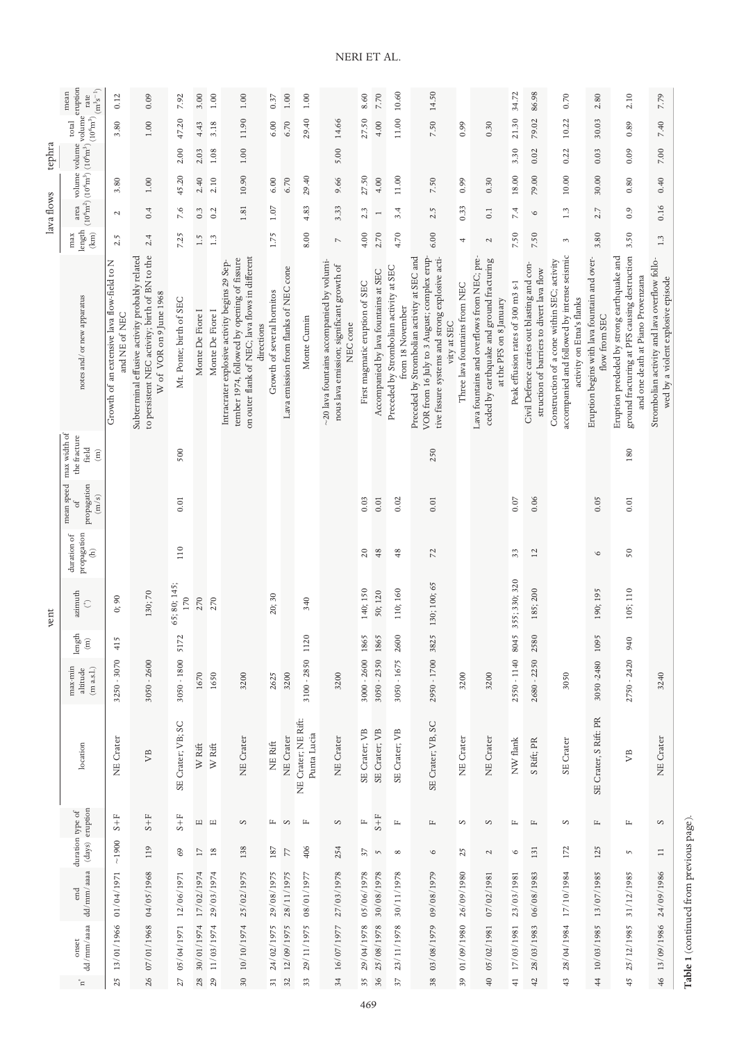| n° | onset dd/mm/aaaa | end dd/mm/aaaa | duration (days) | type of eruption | location | vent max-min altitude (m a.s.l.) | length (m) | azimuth (°) | duration of propagation (h) | mean speed of propagation (m/s) | max width of the fracture field (m) | notes and/or new apparatus | lava flows max length (km) | area ($10^6$m$^2$) | volume ($10^6$m$^3$) | tephra volume ($10^6$m$^3$) | total volume ($10^6$m$^3$) | mean eruption rate (m$^3$s$^{-1}$) |
|---|---|---|---|---|---|---|---|---|---|---|---|---|---|---|---|---|---|---|
| 25 | 13/01/1966 | 01/04/1971 | ~1900 | S+F | NE Crater | 3250 - 3070 | 415 | 0; 90 | | | | Growth of an extensive lava flow-field to N and NE of NEC | 2.5 | 2 | 3.80 | | 3.80 | 0.12 |
| 26 | 07/01/1968 | 04/05/1968 | 119 | S+F | VB | 3050 - 2600 | | 130; 70 | | | | Subterminal effusive activity probably related to persistent NEC activity; birth of BN to the W of VOR on 9 June 1968 | 2.4 | 0.4 | 1.00 | | 1.00 | 0.09 |
| 27 | 05/04/1971 | 12/06/1971 | 69 | S+F | SE Crater; VB; SC | 3050 - 1800 | 5172 | 65; 80; 145; 170 | 110 | 0.01 | 500 | Mt. Ponte; birth of SEC | 7.25 | 7.6 | 45.20 | 2.00 | 47.20 | 7.92 |
| 28 | 30/01/1974 | 17/02/1974 | 17 | E | W Rift | 1670 | | 270 | | | | Monte De Fiore I | 1.5 | 0.3 | 2.40 | 2.03 | 4.43 | 3.00 |
| 29 | 11/03/1974 | 29/03/1974 | 18 | E | W Rift | 1650 | | 270 | | | | Monte De Fiore I | 1.3 | 0.2 | 2.10 | 1.08 | 3.18 | 1.00 |
| 30 | 10/10/1974 | 25/02/1975 | 138 | S | NE Crater | 3200 | | | | | | Intracrater explosive activity begins 29 September 1974, followed by opening of fissure on outer flank of NEC; lava flows in different directions | | 1.81 | 10.90 | 1.00 | 11.90 | 1.00 |
| 31 | 24/02/1975 | 29/08/1975 | 187 | F | NE Rift | 2625 | | 20; 30 | | | | Growth of several hornitos | 1.75 | 1.07 | 6.00 | | 6.00 | 0.37 |
| 32 | 12/09/1975 | 28/11/1975 | 77 | S | NE Crater | 3200 | | | | | | Lava emission from flanks of NEC cone | | | 6.70 | | 6.70 | 1.00 |
| 33 | 29/11/1975 | 08/01/1977 | 406 | F | NE Crater; NE Rift: Punta Lucia | 3100 - 2850 | 1120 | 340 | | | | Monte Cumin | 8.00 | 4.83 | 29.40 | | 29.40 | 1.00 |
| 34 | 16/07/1977 | 27/03/1978 | 254 | S | NE Crater | 3200 | | | | | | ~20 lava fountains accompanied by voluminous lava emission; significant growth of NEC cone | 7 | 3.33 | 9.66 | 5.00 | 14.66 | |
| 35 | 29/04/1978 | 05/06/1978 | 37 | F | SE Crater; VB | 3000 - 2600 | 1865 | 140; 150 | 20 | 0.03 | | First magmatic eruption of SEC | 4.00 | 2.3 | 27.50 | | 27.50 | 8.60 |
| 36 | 25/08/1978 | 30/08/1978 | 5 | S+F | SE Crater; VB | 3050 - 2350 | 1865 | 50; 120 | 48 | 0.01 | | Accompanied by lava fountains at SEC | 2.70 | 1 | 4.00 | | 4.00 | 7.70 |
| 37 | 23/11/1978 | 30/11/1978 | 8 | F | SE Crater; VB | 3050 - 1675 | 2600 | 110; 160 | 48 | 0.02 | | Preceded by Strombolian activity at SEC from 18 November | 4.70 | 3.4 | 11.00 | | 11.00 | 10.60 |
| 38 | 03/08/1979 | 09/08/1979 | 6 | F | SE Crater; VB, SC | 2950 - 1700 | 3825 | 130; 100; 65 | 72 | 0.01 | 250 | Preceded by Strombolian activity at SEC and VOR from 16 July to 3 August; complex eruptive fissure systems and strong explosive activity at SEC | 6.00 | 2.5 | 7.50 | | 7.50 | 14.50 |
| 39 | 01/09/1980 | 26/09/1980 | 25 | S | NE Crater | 3200 | | | | | | Three lava fountains from NEC | 4 | 0.33 | 0.99 | | 0.99 | |
| 40 | 05/02/1981 | 07/02/1981 | 2 | S | NE Crater | 3200 | | | | | | Lava fountains and overflows from NEC; preceded by earthquake and ground fracturing at the PFS on 8 January | 2 | 0.1 | 0.30 | | 0.30 | |
| 41 | 17/03/1981 | 23/03/1981 | 6 | F | NW flank | 2550 - 1140 | 8045 | 355; 330; 320 | 33 | 0.07 | | Peak effusion rates of 300 m3 s-1 | 7.50 | 7.4 | 18.00 | 3.30 | 21.30 | 34.72 |
| 42 | 28/03/1983 | 06/08/1983 | 131 | F | S Rift; PR | 2680 - 2250 | 2580 | 185; 200 | 12 | 0.06 | | Civil Defence carries out blasting and construction of barriers to divert lava flow | 7.50 | 6 | 79.00 | 0.02 | 79.02 | 86.98 |
| 43 | 28/04/1984 | 17/10/1984 | 172 | S | SE Crater | 3050 | | | | | | Construction of a cone within SEC; activity accompanied and followed by intense seismic activity on Etna's flanks | 3 | 1.3 | 10.00 | 0.22 | 10.22 | 0.70 |
| 44 | 10/03/1985 | 13/07/1985 | 125 | F | SE Crater, S Rift: PR | 3050 - 2480 | 1095 | 190; 195 | 6 | 0.05 | | Eruption begins with lava fountain and overflow from SEC | 3.80 | 2.7 | 30.00 | 0.03 | 30.03 | 2.80 |
| 45 | 25/12/1985 | 31/12/1985 | 5 | F | VB | 2750 - 2420 | 940 | 105; 110 | 50 | 0.01 | 180 | Eruption prededed by strong earthquake and ground fracturing at PFS causing destruction and one death at Piano Provenzana | 3.50 | 0.9 | 0.80 | 0.09 | 0.89 | 2.10 |
| 46 | 13/09/1986 | 24/09/1986 | 11 | S | NE Crater | 3240 | | | | | | Strombolian activity and lava overflow followed by a violent explosive episode | 1.3 | 0.16 | 0.40 | 7.00 | 7.40 | 7.79 |

Table 1 (continued from previous page).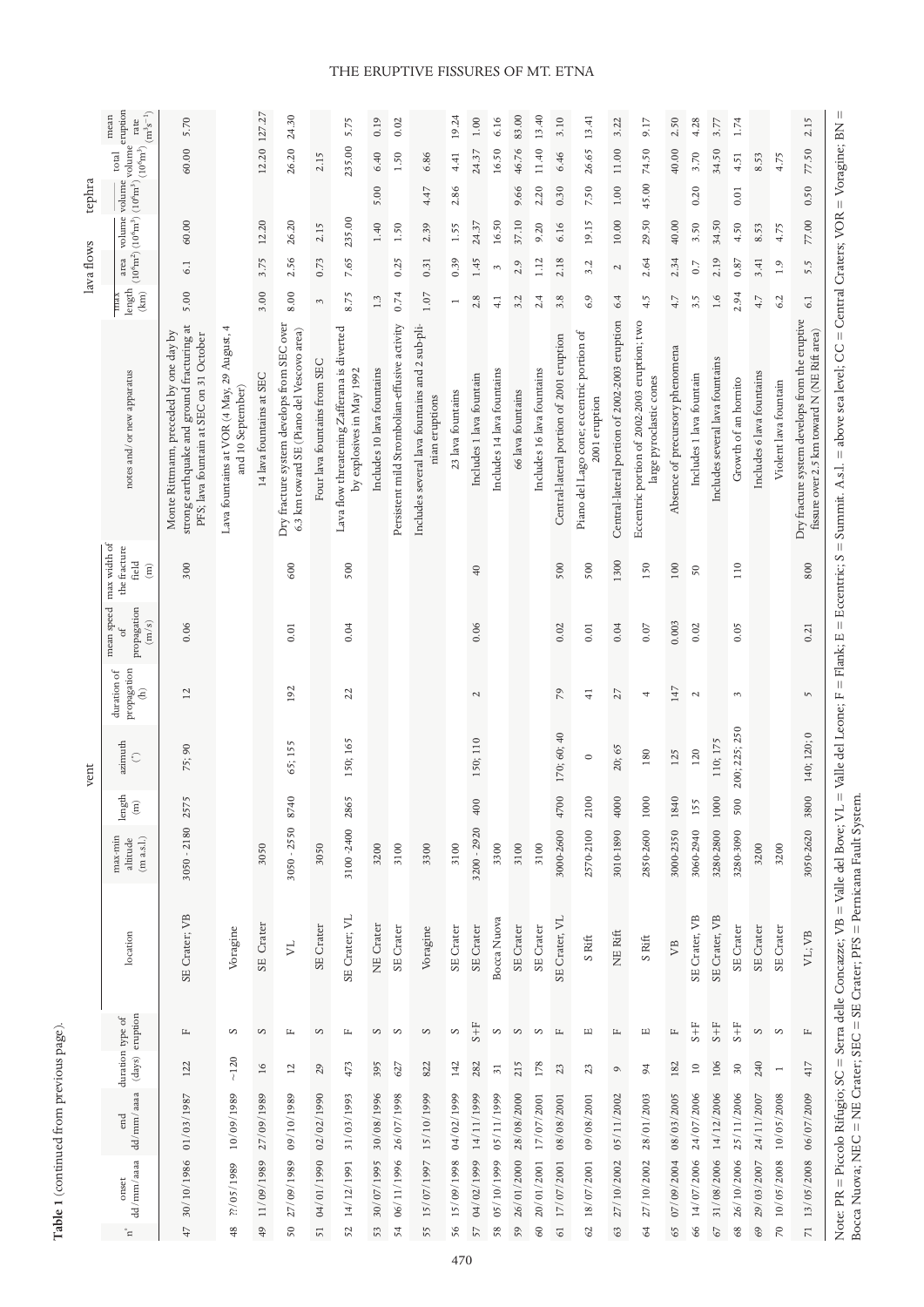**Table 1** (continued from previous page).

| n° | onset dd/mm/aaaa | end dd/mm/aaaa | duration (days) | type of eruption | location | vent: max-min altitude (m a.s.l.) | vent: length (m) | vent: azimuth (°) | vent: duration of propagation (h) | vent: mean speed of propagation (m/s) | vent: max width of the fracture field (m) | notes and/or new apparatus | lava flows: max length (km) | lava flows: area ($10^6 m^2$) | lava flows: volume ($10^6 m^3$) | tephra: volume ($10^6 m^3$) | total volume ($10^6 m^3$) | mean eruption rate ($m^3 s^{-1}$) |
|---|---|---|---|---|---|---|---|---|---|---|---|---|---|---|---|---|---|---|
| 47 | 30/10/1986 | 01/03/1987 | 122 | F | SE Crater, VB | 3050 - 2180 | 2575 | 75; 90 | 12 | 0.06 | 300 | Monte Rittmann, preceded by one day by strong earthquake and ground fracturing at PFS; lava fountain at SEC on 31 October | 5.00 | 6.1 | 60.00 | | 60.00 | 5.70 |
| 48 | ??/05/1989 | 10/09/1989 | ~120 | S | Voragine | | | | | | | Lava fountains at VOR (4 May, 29 August, 4 and 10 September) | | | | | | |
| 49 | 11/09/1989 | 27/09/1989 | 16 | S | SE Crater | 3050 | | | | | | 14 lava fountains at SEC | 3.00 | 3.75 | 12.20 | | 12.20 | 127.27 |
| 50 | 27/09/1989 | 09/10/1989 | 12 | F | VL | 3050 - 2550 | 8740 | 65; 155 | 192 | 0.01 | 600 | Dry fracture system develops from SEC over 6.3 km toward SE (Piano del Vescovo area) | 8.00 | 2.56 | 26.20 | | 26.20 | 24.30 |
| 51 | 04/01/1990 | 02/02/1990 | 29 | S | SE Crater | 3050 | | | | | | Four lava fountains from SEC | 3 | 0.73 | 2.15 | | 2.15 | |
| 52 | 14/12/1991 | 31/03/1993 | 473 | F | SE Crater; VL | 3100 -2400 | 2865 | 150; 165 | 22 | 0.04 | 500 | Lava flow threatening Zafferana is diverted by explosives in May 1992 | 8.75 | 7.65 | 235.00 | | 235.00 | 5.75 |
| 53 | 30/07/1995 | 30/08/1996 | 395 | S | NE Crater | 3200 | | | | | | Includes 10 lava fountains | 1.3 | | 1.40 | 5.00 | 6.40 | 0.19 |
| 54 | 06/11/1996 | 26/07/1998 | 627 | S | SE Crater | 3100 | | | | | | Persistent mild Strombolian-effusive activity | 0.74 | 0.25 | 1.50 | | 1.50 | 0.02 |
| 55 | 15/07/1997 | 15/10/1999 | 822 | S | Voragine | 3300 | | | | | | Includes several lava fountains and 2 sub-plinian eruptions | 1.07 | 0.31 | 2.39 | 4.47 | 6.86 | |
| 56 | 15/09/1998 | 04/02/1999 | 142 | S | SE Crater | 3100 | | | | | | 23 lava fountains | 1 | 0.39 | 1.55 | 2.86 | 4.41 | 19.24 |
| 57 | 04/02/1999 | 14/11/1999 | 282 | S+F | SE Crater | 3200 - 2920 | 400 | 150; 110 | 2 | 0.06 | 40 | Includes 1 lava fountain | 2.8 | 1.45 | 24.37 | | 24.37 | 1.00 |
| 58 | 05/10/1999 | 05/11/1999 | 31 | S | Bocca Nuova | 3300 | | | | | | Includes 14 lava fountains | 4.1 | 3 | 16.50 | | 16.50 | 6.16 |
| 59 | 26/01/2000 | 28/08/2000 | 215 | S | SE Crater | 3100 | | | | | | 66 lava fountains | 3.2 | 2.9 | 37.10 | 9.66 | 46.76 | 83.00 |
| 60 | 20/01/2001 | 17/07/2001 | 178 | S | SE Crater | 3100 | | | | | | Includes 16 lava fountains | 2.4 | 1.12 | 9.20 | 2.20 | 11.40 | 13.40 |
| 61 | 17/07/2001 | 08/08/2001 | 23 | F | SE Crater, VL | 3000-2600 | 4700 | 170; 60; 40 | 79 | 0.02 | 500 | Central-lateral portion of 2001 eruption | 3.8 | 2.18 | 6.16 | 0.30 | 6.46 | 3.10 |
| 62 | 18/07/2001 | 09/08/2001 | 23 | E | S Rift | 2570-2100 | 2100 | 0 | 41 | 0.01 | 500 | Piano del Lago cone; eccentric portion of 2001 eruption | 6.9 | 3.2 | 19.15 | 7.50 | 26.65 | 13.41 |
| 63 | 27/10/2002 | 05/11/2002 | 9 | F | NE Rift | 3010-1890 | 4000 | 20; 65 | 27 | 0.04 | 1300 | Central-lateral portion of 2002-2003 eruption | 6.4 | 2 | 10.00 | 1.00 | 11.00 | 3.22 |
| 64 | 27/10/2002 | 28/01/2003 | 94 | E | S Rift | 2850-2600 | 1000 | 180 | 4 | 0.07 | 150 | Eccentric portion of 2002-2003 eruption; two large pyroclastic cones | 4.5 | 2.64 | 29.50 | 45.00 | 74.50 | 9.17 |
| 65 | 07/09/2004 | 08/03/2005 | 182 | F | VB | 3000-2350 | 1840 | 125 | 147 | 0.003 | 100 | Absence of precursory phenomena | 4.7 | 2.34 | 40.00 | | 40.00 | 2.50 |
| 66 | 14/07/2006 | 24/07/2006 | 10 | S+F | SE Crater, VB | 3060-2940 | 155 | 120 | 2 | 0.02 | 50 | Includes 1 lava fountain | 3.5 | 0.7 | 3.50 | 0.20 | 3.70 | 4.28 |
| 67 | 31/08/2006 | 14/12/2006 | 106 | S+F | SE Crater, VB | 3280-2800 | 1000 | 110; 175 | | | | Includes several lava fountains | 1.6 | 2.19 | 34.50 | | 34.50 | 3.77 |
| 68 | 26/10/2006 | 25/11/2006 | 30 | S+F | SE Crater | 3280-3090 | 500 | 200; 225; 250 | 3 | 0.05 | 110 | Growth of an hornito | 2.94 | 0.87 | 4.50 | 0.01 | 4.51 | 1.74 |
| 69 | 29/03/2007 | 24/11/2007 | 240 | S | SE Crater | 3200 | | | | | | Includes 6 lava fountains | 4.7 | 3.41 | 8.53 | | 8.53 | |
| 70 | 10/05/2008 | 10/05/2008 | 1 | S | SE Crater | 3200 | | | | | | Violent lava fountain | 6.2 | 1.9 | 4.75 | | 4.75 | |
| 71 | 13/05/2008 | 06/07/2009 | 417 | F | VL; VB | 3050-2620 | 3800 | 140; 120; 0 | 5 | 0.21 | 800 | Dry fracture system develops from the eruptive fissure over 2.5 km toward N (NE Rift area) | 6.1 | 5.5 | 77.00 | 0.50 | 77.50 | 2.15 |

Note: PR = Piccolo Rifugio; SC = Serra delle Concazze; VB = Valle del Bove; VL = Valle del Leone; F = Flank; E = Eccentric; S = Summit. A.s.l. = above sea level; CC = Central Craters; VOR = Voragine; BN = Bocca Nuova; NEC = NE Crater; SEC = SE Crater; PFS = Pernicana Fault System.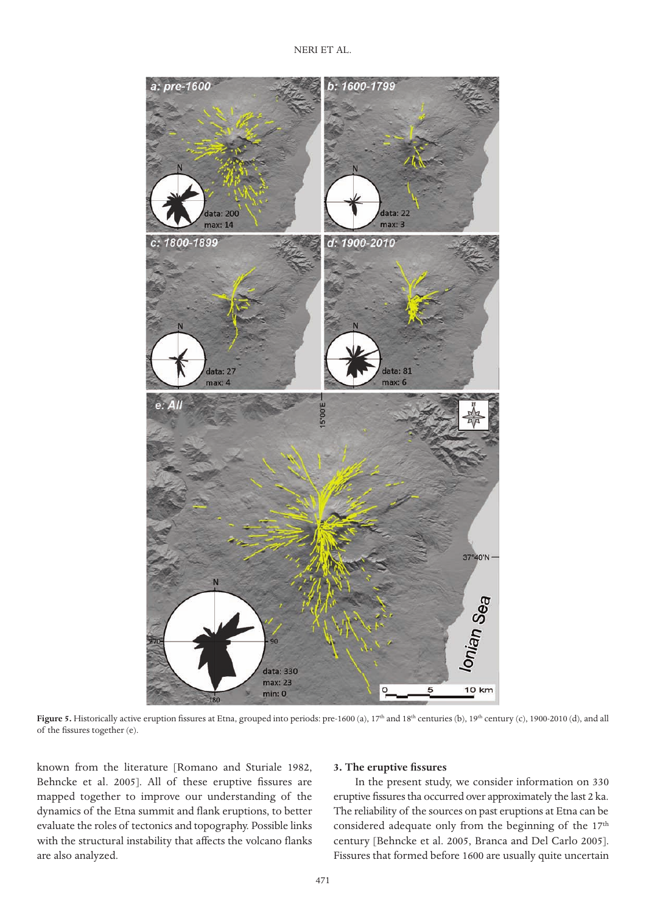**Figure 5.** Historically active eruption fissures at Etna, grouped into periods: pre-1600 (a), 17[th] and 18[th] centuries (b), 19[th] century (c), 1900-2010 (d), and all of the fissures together (e).

known from the literature [Romano and Sturiale 1982, Behncke et al. 2005]. All of these eruptive fissures are mapped together to improve our understanding of the dynamics of the Etna summit and flank eruptions, to better evaluate the roles of tectonics and topography. Possible links with the structural instability that affects the volcano flanks are also analyzed.

### 3. The eruptive fissures

In the present study, we consider information on 330 eruptive fissures tha occurred over approximately the last 2 ka. The reliability of the sources on past eruptions at Etna can be considered adequate only from the beginning of the 17[th] century [Behncke et al. 2005, Branca and Del Carlo 2005]. Fissures that formed before 1600 are usually quite uncertain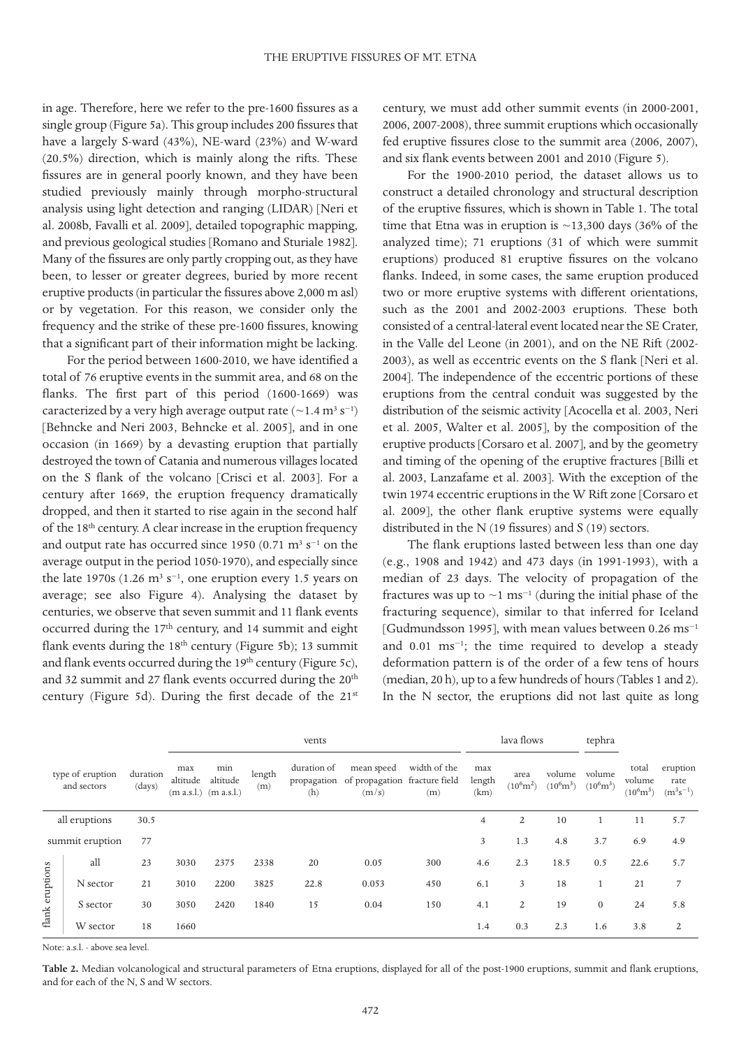in age. Therefore, here we refer to the pre-1600 fissures as a single group (Figure 5a). This group includes 200 fissures that have a largely S-ward (43%), NE-ward (23%) and W-ward (20.5%) direction, which is mainly along the rifts. These fissures are in general poorly known, and they have been studied previously mainly through morpho-structural analysis using light detection and ranging (LIDAR) [Neri et al. 2008b, Favalli et al. 2009], detailed topographic mapping, and previous geological studies [Romano and Sturiale 1982]. Many of the fissures are only partly cropping out, as they have been, to lesser or greater degrees, buried by more recent eruptive products (in particular the fissures above 2,000 m asl) or by vegetation. For this reason, we consider only the frequency and the strike of these pre-1600 fissures, knowing that a significant part of their information might be lacking.

For the period between 1600-2010, we have identified a total of 76 eruptive events in the summit area, and 68 on the flanks. The first part of this period (1600-1669) was caracterized by a very high average output rate (~1.4 $m^3$ $s^{-1}$) [Behncke and Neri 2003, Behncke et al. 2005], and in one occasion (in 1669) by a devasting eruption that partially destroyed the town of Catania and numerous villages located on the S flank of the volcano [Crisci et al. 2003]. For a century after 1669, the eruption frequency dramatically dropped, and then it started to rise again in the second half of the 18th century. A clear increase in the eruption frequency and output rate has occurred since 1950 (0.71 $m^3$ $s^{-1}$ on the average output in the period 1050-1970), and especially since the late 1970s (1.26 $m^3$ $s^{-1}$, one eruption every 1.5 years on average; see also Figure 4). Analysing the dataset by centuries, we observe that seven summit and 11 flank events occurred during the 17th century, and 14 summit and eight flank events during the 18th century (Figure 5b); 13 summit and flank events occurred during the 19th century (Figure 5c), and 32 summit and 27 flank events occurred during the 20th century (Figure 5d). During the first decade of the 21st century, we must add other summit events (in 2000-2001, 2006, 2007-2008), three summit eruptions which occasionally fed eruptive fissures close to the summit area (2006, 2007), and six flank events between 2001 and 2010 (Figure 5).

For the 1900-2010 period, the dataset allows us to construct a detailed chronology and structural description of the eruptive fissures, which is shown in Table 1. The total time that Etna was in eruption is ~13,300 days (36% of the analyzed time); 71 eruptions (31 of which were summit eruptions) produced 81 eruptive fissures on the volcano flanks. Indeed, in some cases, the same eruption produced two or more eruptive systems with different orientations, such as the 2001 and 2002-2003 eruptions. These both consisted of a central-lateral event located near the SE Crater, in the Valle del Leone (in 2001), and on the NE Rift (2002-2003), as well as eccentric events on the S flank [Neri et al. 2004]. The independence of the eccentric portions of these eruptions from the central conduit was suggested by the distribution of the seismic activity [Acocella et al. 2003, Neri et al. 2005, Walter et al. 2005], by the composition of the eruptive products [Corsaro et al. 2007], and by the geometry and timing of the opening of the eruptive fractures [Billi et al. 2003, Lanzafame et al. 2003]. With the exception of the twin 1974 eccentric eruptions in the W Rift zone [Corsaro et al. 2009], the other flank eruptive systems were equally distributed in the N (19 fissures) and S (19) sectors.

The flank eruptions lasted between less than one day (e.g., 1908 and 1942) and 473 days (in 1991-1993), with a median of 23 days. The velocity of propagation of the fractures was up to ~1 $ms^{-1}$ (during the initial phase of the fracturing sequence), similar to that inferred for Iceland [Gudmundsson 1995], with mean values between 0.26 $ms^{-1}$ and 0.01 $ms^{-1}$; the time required to develop a steady deformation pattern is of the order of a few tens of hours (median, 20 h), up to a few hundreds of hours (Tables 1 and 2). In the N sector, the eruptions did not last quite as long

| type of eruption and sectors | | duration (days) | vents | | | | | | lava flows | | | tephra | | |
|---|---|---|---|---|---|---|---|---|---|---|---|---|---|---|
| | | | max altitude (m a.s.l.) | min altitude (m a.s.l.) | length (m) | duration of propagation (h) | mean speed of propagation (m/s) | width of the fracture field (m) | max length (km) | area ($10^6 m^2$) | volume ($10^6 m^3$) | volume ($10^6 m^3$) | total volume ($10^6 m^3$) | eruption rate ($m^3 s^{-1}$) |
| all eruptions | | 30.5 | | | | | | | 4 | 2 | 10 | 1 | 11 | 5.7 |
| summit eruption | | 77 | | | | | | | 3 | 1.3 | 4.8 | 3.7 | 6.9 | 4.9 |
| flank eruptions | all | 23 | 3030 | 2375 | 2338 | 20 | 0.05 | 300 | 4.6 | 2.3 | 18.5 | 0.5 | 22.6 | 5.7 |
| | N sector | 21 | 3010 | 2200 | 3825 | 22.8 | 0.053 | 450 | 6.1 | 3 | 18 | 1 | 21 | 7 |
| | S sector | 30 | 3050 | 2420 | 1840 | 15 | 0.04 | 150 | 4.1 | 2 | 19 | 0 | 24 | 5.8 |
| | W sector | 18 | 1660 | | | | | | 1.4 | 0.3 | 2.3 | 1.6 | 3.8 | 2 |

Note: a.s.l. - above sea level.

**Table 2.** Median volcanological and structural parameters of Etna eruptions, displayed for all of the post-1900 eruptions, summit and flank eruptions, and for each of the N, S and W sectors.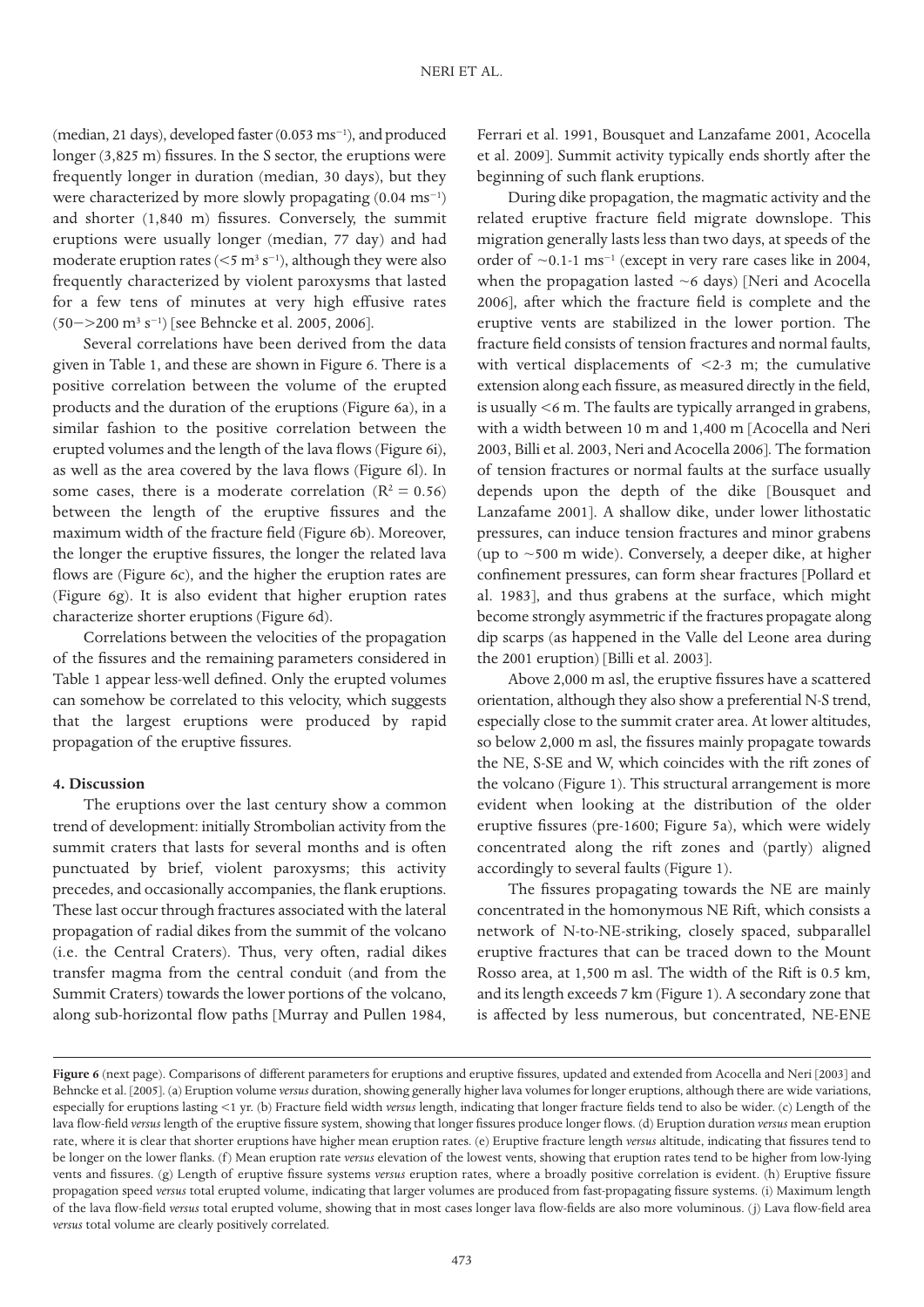(median, 21 days), developed faster (0.053 $ms^{-1}$), and produced longer (3,825 m) fissures. In the S sector, the eruptions were frequently longer in duration (median, 30 days), but they were characterized by more slowly propagating (0.04 $ms^{-1}$) and shorter (1,840 m) fissures. Conversely, the summit eruptions were usually longer (median, 77 day) and had moderate eruption rates (<5 $m^3 s^{-1}$), although they were also frequently characterized by violent paroxysms that lasted for a few tens of minutes at very high effusive rates (50−>200 $m^3 s^{-1}$) [see Behncke et al. 2005, 2006].

Several correlations have been derived from the data given in Table 1, and these are shown in Figure 6. There is a positive correlation between the volume of the erupted products and the duration of the eruptions (Figure 6a), in a similar fashion to the positive correlation between the erupted volumes and the length of the lava flows (Figure 6i), as well as the area covered by the lava flows (Figure 6l). In some cases, there is a moderate correlation ($R^2 = 0.56$) between the length of the eruptive fissures and the maximum width of the fracture field (Figure 6b). Moreover, the longer the eruptive fissures, the longer the related lava flows are (Figure 6c), and the higher the eruption rates are (Figure 6g). It is also evident that higher eruption rates characterize shorter eruptions (Figure 6d).

Correlations between the velocities of the propagation of the fissures and the remaining parameters considered in Table 1 appear less-well defined. Only the erupted volumes can somehow be correlated to this velocity, which suggests that the largest eruptions were produced by rapid propagation of the eruptive fissures.

## 4. Discussion

The eruptions over the last century show a common trend of development: initially Strombolian activity from the summit craters that lasts for several months and is often punctuated by brief, violent paroxysms; this activity precedes, and occasionally accompanies, the flank eruptions. These last occur through fractures associated with the lateral propagation of radial dikes from the summit of the volcano (i.e. the Central Craters). Thus, very often, radial dikes transfer magma from the central conduit (and from the Summit Craters) towards the lower portions of the volcano, along sub-horizontal flow paths [Murray and Pullen 1984, Ferrari et al. 1991, Bousquet and Lanzafame 2001, Acocella et al. 2009]. Summit activity typically ends shortly after the beginning of such flank eruptions.

During dike propagation, the magmatic activity and the related eruptive fracture field migrate downslope. This migration generally lasts less than two days, at speeds of the order of ~0.1-1 $ms^{-1}$ (except in very rare cases like in 2004, when the propagation lasted ~6 days) [Neri and Acocella 2006], after which the fracture field is complete and the eruptive vents are stabilized in the lower portion. The fracture field consists of tension fractures and normal faults, with vertical displacements of <2-3 m; the cumulative extension along each fissure, as measured directly in the field, is usually <6 m. The faults are typically arranged in grabens, with a width between 10 m and 1,400 m [Acocella and Neri 2003, Billi et al. 2003, Neri and Acocella 2006]. The formation of tension fractures or normal faults at the surface usually depends upon the depth of the dike [Bousquet and Lanzafame 2001]. A shallow dike, under lower lithostatic pressures, can induce tension fractures and minor grabens (up to ~500 m wide). Conversely, a deeper dike, at higher confinement pressures, can form shear fractures [Pollard et al. 1983], and thus grabens at the surface, which might become strongly asymmetric if the fractures propagate along dip scarps (as happened in the Valle del Leone area during the 2001 eruption) [Billi et al. 2003].

Above 2,000 m asl, the eruptive fissures have a scattered orientation, although they also show a preferential N-S trend, especially close to the summit crater area. At lower altitudes, so below 2,000 m asl, the fissures mainly propagate towards the NE, S-SE and W, which coincides with the rift zones of the volcano (Figure 1). This structural arrangement is more evident when looking at the distribution of the older eruptive fissures (pre-1600; Figure 5a), which were widely concentrated along the rift zones and (partly) aligned accordingly to several faults (Figure 1).

The fissures propagating towards the NE are mainly concentrated in the homonymous NE Rift, which consists a network of N-to-NE-striking, closely spaced, subparallel eruptive fractures that can be traced down to the Mount Rosso area, at 1,500 m asl. The width of the Rift is 0.5 km, and its length exceeds 7 km (Figure 1). A secondary zone that is affected by less numerous, but concentrated, NE-ENE

**Figure 6** (next page). Comparisons of different parameters for eruptions and eruptive fissures, updated and extended from Acocella and Neri [2003] and Behncke et al. [2005]. (a) Eruption volume *versus* duration, showing generally higher lava volumes for longer eruptions, although there are wide variations, especially for eruptions lasting <1 yr. (b) Fracture field width *versus* length, indicating that longer fracture fields tend to also be wider. (c) Length of the lava flow-field *versus* length of the eruptive fissure system, showing that longer fissures produce longer flows. (d) Eruption duration *versus* mean eruption rate, where it is clear that shorter eruptions have higher mean eruption rates. (e) Eruptive fracture length *versus* altitude, indicating that fissures tend to be longer on the lower flanks. (f) Mean eruption rate *versus* elevation of the lowest vents, showing that eruption rates tend to be higher from low-lying vents and fissures. (g) Length of eruptive fissure systems *versus* eruption rates, where a broadly positive correlation is evident. (h) Eruptive fissure propagation speed *versus* total erupted volume, indicating that larger volumes are produced from fast-propagating fissure systems. (i) Maximum length of the lava flow-field *versus* total erupted volume, showing that in most cases longer lava flow-fields are also more voluminous. (j) Lava flow-field area *versus* total volume are clearly positively correlated.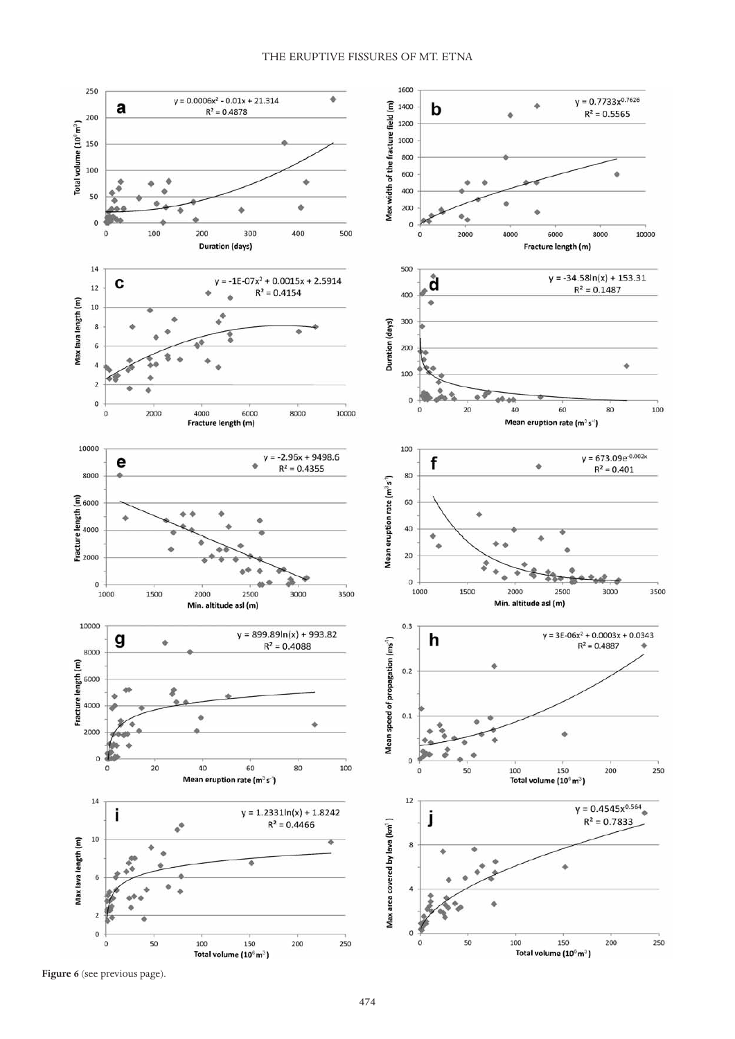**Figure 6** (see previous page).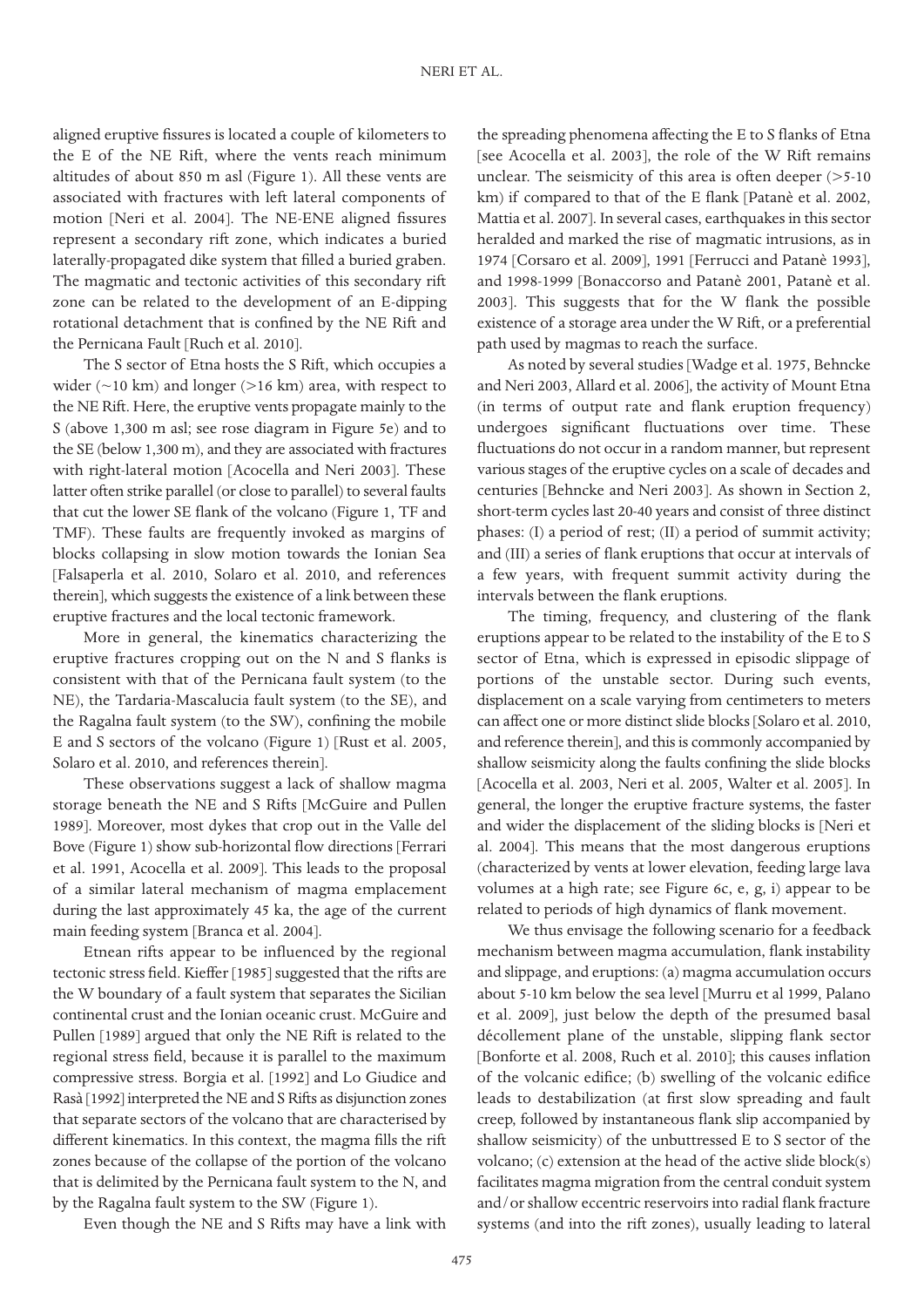aligned eruptive fissures is located a couple of kilometers to the E of the NE Rift, where the vents reach minimum altitudes of about 850 m asl (Figure 1). All these vents are associated with fractures with left lateral components of motion [Neri et al. 2004]. The NE-ENE aligned fissures represent a secondary rift zone, which indicates a buried laterally-propagated dike system that filled a buried graben. The magmatic and tectonic activities of this secondary rift zone can be related to the development of an E-dipping rotational detachment that is confined by the NE Rift and the Pernicana Fault [Ruch et al. 2010].

The S sector of Etna hosts the S Rift, which occupies a wider (~10 km) and longer (>16 km) area, with respect to the NE Rift. Here, the eruptive vents propagate mainly to the S (above 1,300 m asl; see rose diagram in Figure 5e) and to the SE (below 1,300 m), and they are associated with fractures with right-lateral motion [Acocella and Neri 2003]. These latter often strike parallel (or close to parallel) to several faults that cut the lower SE flank of the volcano (Figure 1, TF and TMF). These faults are frequently invoked as margins of blocks collapsing in slow motion towards the Ionian Sea [Falsaperla et al. 2010, Solaro et al. 2010, and references therein], which suggests the existence of a link between these eruptive fractures and the local tectonic framework.

More in general, the kinematics characterizing the eruptive fractures cropping out on the N and S flanks is consistent with that of the Pernicana fault system (to the NE), the Tardaria-Mascalucia fault system (to the SE), and the Ragalna fault system (to the SW), confining the mobile E and S sectors of the volcano (Figure 1) [Rust et al. 2005, Solaro et al. 2010, and references therein].

These observations suggest a lack of shallow magma storage beneath the NE and S Rifts [McGuire and Pullen 1989]. Moreover, most dykes that crop out in the Valle del Bove (Figure 1) show sub-horizontal flow directions [Ferrari et al. 1991, Acocella et al. 2009]. This leads to the proposal of a similar lateral mechanism of magma emplacement during the last approximately 45 ka, the age of the current main feeding system [Branca et al. 2004].

Etnean rifts appear to be influenced by the regional tectonic stress field. Kieffer [1985] suggested that the rifts are the W boundary of a fault system that separates the Sicilian continental crust and the Ionian oceanic crust. McGuire and Pullen [1989] argued that only the NE Rift is related to the regional stress field, because it is parallel to the maximum compressive stress. Borgia et al. [1992] and Lo Giudice and Rasà [1992] interpreted the NE and S Rifts as disjunction zones that separate sectors of the volcano that are characterised by different kinematics. In this context, the magma fills the rift zones because of the collapse of the portion of the volcano that is delimited by the Pernicana fault system to the N, and by the Ragalna fault system to the SW (Figure 1).

Even though the NE and S Rifts may have a link with the spreading phenomena affecting the E to S flanks of Etna [see Acocella et al. 2003], the role of the W Rift remains unclear. The seismicity of this area is often deeper (>5-10 km) if compared to that of the E flank [Patanè et al. 2002, Mattia et al. 2007]. In several cases, earthquakes in this sector heralded and marked the rise of magmatic intrusions, as in 1974 [Corsaro et al. 2009], 1991 [Ferrucci and Patanè 1993], and 1998-1999 [Bonaccorso and Patanè 2001, Patanè et al. 2003]. This suggests that for the W flank the possible existence of a storage area under the W Rift, or a preferential path used by magmas to reach the surface.

As noted by several studies [Wadge et al. 1975, Behncke and Neri 2003, Allard et al. 2006], the activity of Mount Etna (in terms of output rate and flank eruption frequency) undergoes significant fluctuations over time. These fluctuations do not occur in a random manner, but represent various stages of the eruptive cycles on a scale of decades and centuries [Behncke and Neri 2003]. As shown in Section 2, short-term cycles last 20-40 years and consist of three distinct phases: (I) a period of rest; (II) a period of summit activity; and (III) a series of flank eruptions that occur at intervals of a few years, with frequent summit activity during the intervals between the flank eruptions.

The timing, frequency, and clustering of the flank eruptions appear to be related to the instability of the E to S sector of Etna, which is expressed in episodic slippage of portions of the unstable sector. During such events, displacement on a scale varying from centimeters to meters can affect one or more distinct slide blocks [Solaro et al. 2010, and reference therein], and this is commonly accompanied by shallow seismicity along the faults confining the slide blocks [Acocella et al. 2003, Neri et al. 2005, Walter et al. 2005]. In general, the longer the eruptive fracture systems, the faster and wider the displacement of the sliding blocks is [Neri et al. 2004]. This means that the most dangerous eruptions (characterized by vents at lower elevation, feeding large lava volumes at a high rate; see Figure 6c, e, g, i) appear to be related to periods of high dynamics of flank movement.

We thus envisage the following scenario for a feedback mechanism between magma accumulation, flank instability and slippage, and eruptions: (a) magma accumulation occurs about 5-10 km below the sea level [Murru et al 1999, Palano et al. 2009], just below the depth of the presumed basal décollement plane of the unstable, slipping flank sector [Bonforte et al. 2008, Ruch et al. 2010]; this causes inflation of the volcanic edifice; (b) swelling of the volcanic edifice leads to destabilization (at first slow spreading and fault creep, followed by instantaneous flank slip accompanied by shallow seismicity) of the unbuttressed E to S sector of the volcano; (c) extension at the head of the active slide block(s) facilitates magma migration from the central conduit system and/or shallow eccentric reservoirs into radial flank fracture systems (and into the rift zones), usually leading to lateral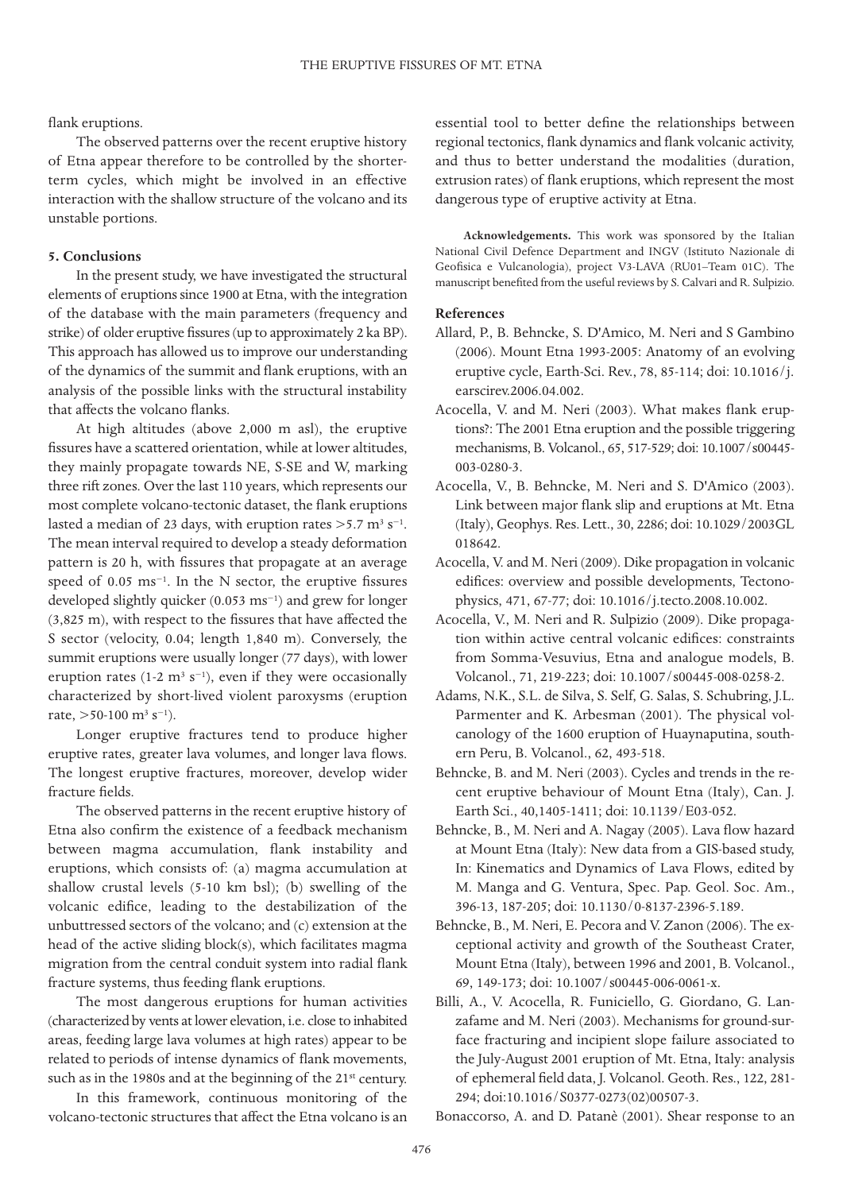flank eruptions.

The observed patterns over the recent eruptive history of Etna appear therefore to be controlled by the shorter-term cycles, which might be involved in an effective interaction with the shallow structure of the volcano and its unstable portions.

### 5. Conclusions

In the present study, we have investigated the structural elements of eruptions since 1900 at Etna, with the integration of the database with the main parameters (frequency and strike) of older eruptive fissures (up to approximately 2 ka BP). This approach has allowed us to improve our understanding of the dynamics of the summit and flank eruptions, with an analysis of the possible links with the structural instability that affects the volcano flanks.

At high altitudes (above 2,000 m asl), the eruptive fissures have a scattered orientation, while at lower altitudes, they mainly propagate towards NE, S-SE and W, marking three rift zones. Over the last 110 years, which represents our most complete volcano-tectonic dataset, the flank eruptions lasted a median of 23 days, with eruption rates $>5.7$ m$^3$ s$^{-1}$. The mean interval required to develop a steady deformation pattern is 20 h, with fissures that propagate at an average speed of 0.05 ms$^{-1}$. In the N sector, the eruptive fissures developed slightly quicker (0.053 ms$^{-1}$) and grew for longer (3,825 m), with respect to the fissures that have affected the S sector (velocity, 0.04; length 1,840 m). Conversely, the summit eruptions were usually longer (77 days), with lower eruption rates (1-2 m$^3$ s$^{-1}$), even if they were occasionally characterized by short-lived violent paroxysms (eruption rate, $>50$-100 m$^3$ s$^{-1}$).

Longer eruptive fractures tend to produce higher eruptive rates, greater lava volumes, and longer lava flows. The longest eruptive fractures, moreover, develop wider fracture fields.

The observed patterns in the recent eruptive history of Etna also confirm the existence of a feedback mechanism between magma accumulation, flank instability and eruptions, which consists of: (a) magma accumulation at shallow crustal levels (5-10 km bsl); (b) swelling of the volcanic edifice, leading to the destabilization of the unbuttressed sectors of the volcano; and (c) extension at the head of the active sliding block(s), which facilitates magma migration from the central conduit system into radial flank fracture systems, thus feeding flank eruptions.

The most dangerous eruptions for human activities (characterized by vents at lower elevation, i.e. close to inhabited areas, feeding large lava volumes at high rates) appear to be related to periods of intense dynamics of flank movements, such as in the 1980s and at the beginning of the 21st century.

In this framework, continuous monitoring of the volcano-tectonic structures that affect the Etna volcano is an essential tool to better define the relationships between regional tectonics, flank dynamics and flank volcanic activity, and thus to better understand the modalities (duration, extrusion rates) of flank eruptions, which represent the most dangerous type of eruptive activity at Etna.

**Acknowledgements.** This work was sponsored by the Italian National Civil Defence Department and INGV (Istituto Nazionale di Geofisica e Vulcanologia), project V3-LAVA (RU01–Team 01C). The manuscript benefited from the useful reviews by S. Calvari and R. Sulpizio.

### References

Allard, P., B. Behncke, S. D'Amico, M. Neri and S Gambino (2006). Mount Etna 1993-2005: Anatomy of an evolving eruptive cycle, Earth-Sci. Rev., 78, 85-114; doi: 10.1016/j.earscirev.2006.04.002.

Acocella, V. and M. Neri (2003). What makes flank eruptions?: The 2001 Etna eruption and the possible triggering mechanisms, B. Volcanol., 65, 517-529; doi: 10.1007/s00445-003-0280-3.

Acocella, V., B. Behncke, M. Neri and S. D'Amico (2003). Link between major flank slip and eruptions at Mt. Etna (Italy), Geophys. Res. Lett., 30, 2286; doi: 10.1029/2003GL018642.

Acocella, V. and M. Neri (2009). Dike propagation in volcanic edifices: overview and possible developments, Tectonophysics, 471, 67-77; doi: 10.1016/j.tecto.2008.10.002.

Acocella, V., M. Neri and R. Sulpizio (2009). Dike propagation within active central volcanic edifices: constraints from Somma-Vesuvius, Etna and analogue models, B. Volcanol., 71, 219-223; doi: 10.1007/s00445-008-0258-2.

Adams, N.K., S.L. de Silva, S. Self, G. Salas, S. Schubring, J.L. Parmenter and K. Arbesman (2001). The physical volcanology of the 1600 eruption of Huaynaputina, southern Peru, B. Volcanol., 62, 493-518.

Behncke, B. and M. Neri (2003). Cycles and trends in the recent eruptive behaviour of Mount Etna (Italy), Can. J. Earth Sci., 40,1405-1411; doi: 10.1139/E03-052.

Behncke, B., M. Neri and A. Nagay (2005). Lava flow hazard at Mount Etna (Italy): New data from a GIS-based study, In: Kinematics and Dynamics of Lava Flows, edited by M. Manga and G. Ventura, Spec. Pap. Geol. Soc. Am., 396-13, 187-205; doi: 10.1130/0-8137-2396-5.189.

Behncke, B., M. Neri, E. Pecora and V. Zanon (2006). The exceptional activity and growth of the Southeast Crater, Mount Etna (Italy), between 1996 and 2001, B. Volcanol., 69, 149-173; doi: 10.1007/s00445-006-0061-x.

Billi, A., V. Acocella, R. Funiciello, G. Giordano, G. Lanzafame and M. Neri (2003). Mechanisms for ground-surface fracturing and incipient slope failure associated to the July-August 2001 eruption of Mt. Etna, Italy: analysis of ephemeral field data, J. Volcanol. Geoth. Res., 122, 281-294; doi:10.1016/S0377-0273(02)00507-3.

Bonaccorso, A. and D. Patanè (2001). Shear response to an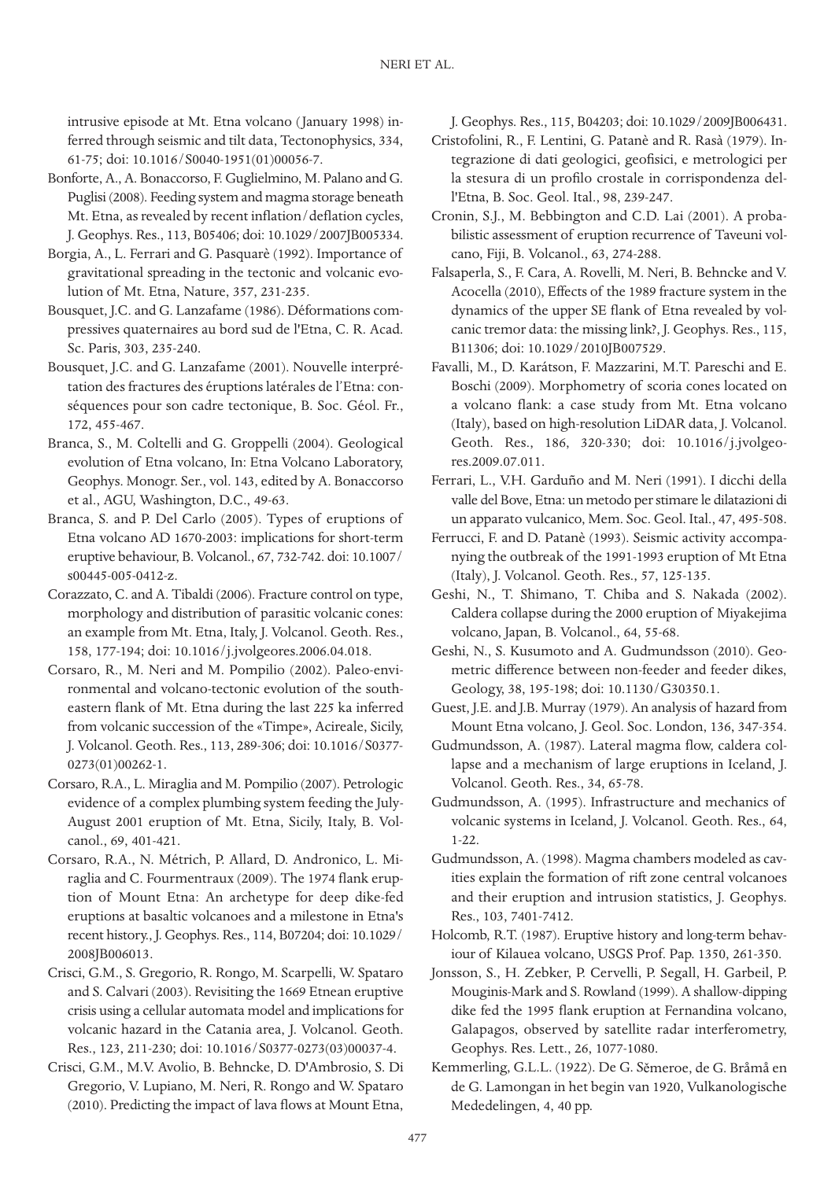intrusive episode at Mt. Etna volcano (January 1998) inferred through seismic and tilt data, Tectonophysics, 334, 61-75; doi: 10.1016/S0040-1951(01)00056-7.

Bonforte, A., A. Bonaccorso, F. Guglielmino, M. Palano and G. Puglisi (2008). Feeding system and magma storage beneath Mt. Etna, as revealed by recent inflation/deflation cycles, J. Geophys. Res., 113, B05406; doi: 10.1029/2007JB005334.

Borgia, A., L. Ferrari and G. Pasquarè (1992). Importance of gravitational spreading in the tectonic and volcanic evolution of Mt. Etna, Nature, 357, 231-235.

Bousquet, J.C. and G. Lanzafame (1986). Déformations compressives quaternaires au bord sud de l'Etna, C. R. Acad. Sc. Paris, 303, 235-240.

Bousquet, J.C. and G. Lanzafame (2001). Nouvelle interprétation des fractures des éruptions latérales de l'Etna: conséquences pour son cadre tectonique, B. Soc. Géol. Fr., 172, 455-467.

Branca, S., M. Coltelli and G. Groppelli (2004). Geological evolution of Etna volcano, In: Etna Volcano Laboratory, Geophys. Monogr. Ser., vol. 143, edited by A. Bonaccorso et al., AGU, Washington, D.C., 49-63.

Branca, S. and P. Del Carlo (2005). Types of eruptions of Etna volcano AD 1670-2003: implications for short-term eruptive behaviour, B. Volcanol., 67, 732-742. doi: 10.1007/s00445-005-0412-z.

Corazzato, C. and A. Tibaldi (2006). Fracture control on type, morphology and distribution of parasitic volcanic cones: an example from Mt. Etna, Italy, J. Volcanol. Geoth. Res., 158, 177-194; doi: 10.1016/j.jvolgeores.2006.04.018.

Corsaro, R., M. Neri and M. Pompilio (2002). Paleo-environmental and volcano-tectonic evolution of the southeastern flank of Mt. Etna during the last 225 ka inferred from volcanic succession of the «Timpe», Acireale, Sicily, J. Volcanol. Geoth. Res., 113, 289-306; doi: 10.1016/S0377-0273(01)00262-1.

Corsaro, R.A., L. Miraglia and M. Pompilio (2007). Petrologic evidence of a complex plumbing system feeding the July-August 2001 eruption of Mt. Etna, Sicily, Italy, B. Volcanol., 69, 401-421.

Corsaro, R.A., N. Métrich, P. Allard, D. Andronico, L. Miraglia and C. Fourmentraux (2009). The 1974 flank eruption of Mount Etna: An archetype for deep dike-fed eruptions at basaltic volcanoes and a milestone in Etna's recent history., J. Geophys. Res., 114, B07204; doi: 10.1029/2008JB006013.

Crisci, G.M., S. Gregorio, R. Rongo, M. Scarpelli, W. Spataro and S. Calvari (2003). Revisiting the 1669 Etnean eruptive crisis using a cellular automata model and implications for volcanic hazard in the Catania area, J. Volcanol. Geoth. Res., 123, 211-230; doi: 10.1016/S0377-0273(03)00037-4.

Crisci, G.M., M.V. Avolio, B. Behncke, D. D'Ambrosio, S. Di Gregorio, V. Lupiano, M. Neri, R. Rongo and W. Spataro (2010). Predicting the impact of lava flows at Mount Etna, J. Geophys. Res., 115, B04203; doi: 10.1029/2009JB006431.

Cristofolini, R., F. Lentini, G. Patanè and R. Rasà (1979). Integrazione di dati geologici, geofisici, e metrologici per la stesura di un profilo crostale in corrispondenza dell'Etna, B. Soc. Geol. Ital., 98, 239-247.

Cronin, S.J., M. Bebbington and C.D. Lai (2001). A probabilistic assessment of eruption recurrence of Taveuni volcano, Fiji, B. Volcanol., 63, 274-288.

Falsaperla, S., F. Cara, A. Rovelli, M. Neri, B. Behncke and V. Acocella (2010), Effects of the 1989 fracture system in the dynamics of the upper SE flank of Etna revealed by volcanic tremor data: the missing link?, J. Geophys. Res., 115, B11306; doi: 10.1029/2010JB007529.

Favalli, M., D. Karátson, F. Mazzarini, M.T. Pareschi and E. Boschi (2009). Morphometry of scoria cones located on a volcano flank: a case study from Mt. Etna volcano (Italy), based on high-resolution LiDAR data, J. Volcanol. Geoth. Res., 186, 320-330; doi: 10.1016/j.jvolgeores.2009.07.011.

Ferrari, L., V.H. Garduño and M. Neri (1991). I dicchi della valle del Bove, Etna: un metodo per stimare le dilatazioni di un apparato vulcanico, Mem. Soc. Geol. Ital., 47, 495-508.

Ferrucci, F. and D. Patanè (1993). Seismic activity accompanying the outbreak of the 1991-1993 eruption of Mt Etna (Italy), J. Volcanol. Geoth. Res., 57, 125-135.

Geshi, N., T. Shimano, T. Chiba and S. Nakada (2002). Caldera collapse during the 2000 eruption of Miyakejima volcano, Japan, B. Volcanol., 64, 55-68.

Geshi, N., S. Kusumoto and A. Gudmundsson (2010). Geometric difference between non-feeder and feeder dikes, Geology, 38, 195-198; doi: 10.1130/G30350.1.

Guest, J.E. and J.B. Murray (1979). An analysis of hazard from Mount Etna volcano, J. Geol. Soc. London, 136, 347-354.

Gudmundsson, A. (1987). Lateral magma flow, caldera collapse and a mechanism of large eruptions in Iceland, J. Volcanol. Geoth. Res., 34, 65-78.

Gudmundsson, A. (1995). Infrastructure and mechanics of volcanic systems in Iceland, J. Volcanol. Geoth. Res., 64, 1-22.

Gudmundsson, A. (1998). Magma chambers modeled as cavities explain the formation of rift zone central volcanoes and their eruption and intrusion statistics, J. Geophys. Res., 103, 7401-7412.

Holcomb, R.T. (1987). Eruptive history and long-term behaviour of Kilauea volcano, USGS Prof. Pap. 1350, 261-350.

Jonsson, S., H. Zebker, P. Cervelli, P. Segall, H. Garbeil, P. Mouginis-Mark and S. Rowland (1999). A shallow-dipping dike fed the 1995 flank eruption at Fernandina volcano, Galapagos, observed by satellite radar interferometry, Geophys. Res. Lett., 26, 1077-1080.

Kemmerling, G.L.L. (1922). De G. Sĕmeroe, de G. Bråmå en de G. Lamongan in het begin van 1920, Vulkanologische Mededelingen, 4, 40 pp.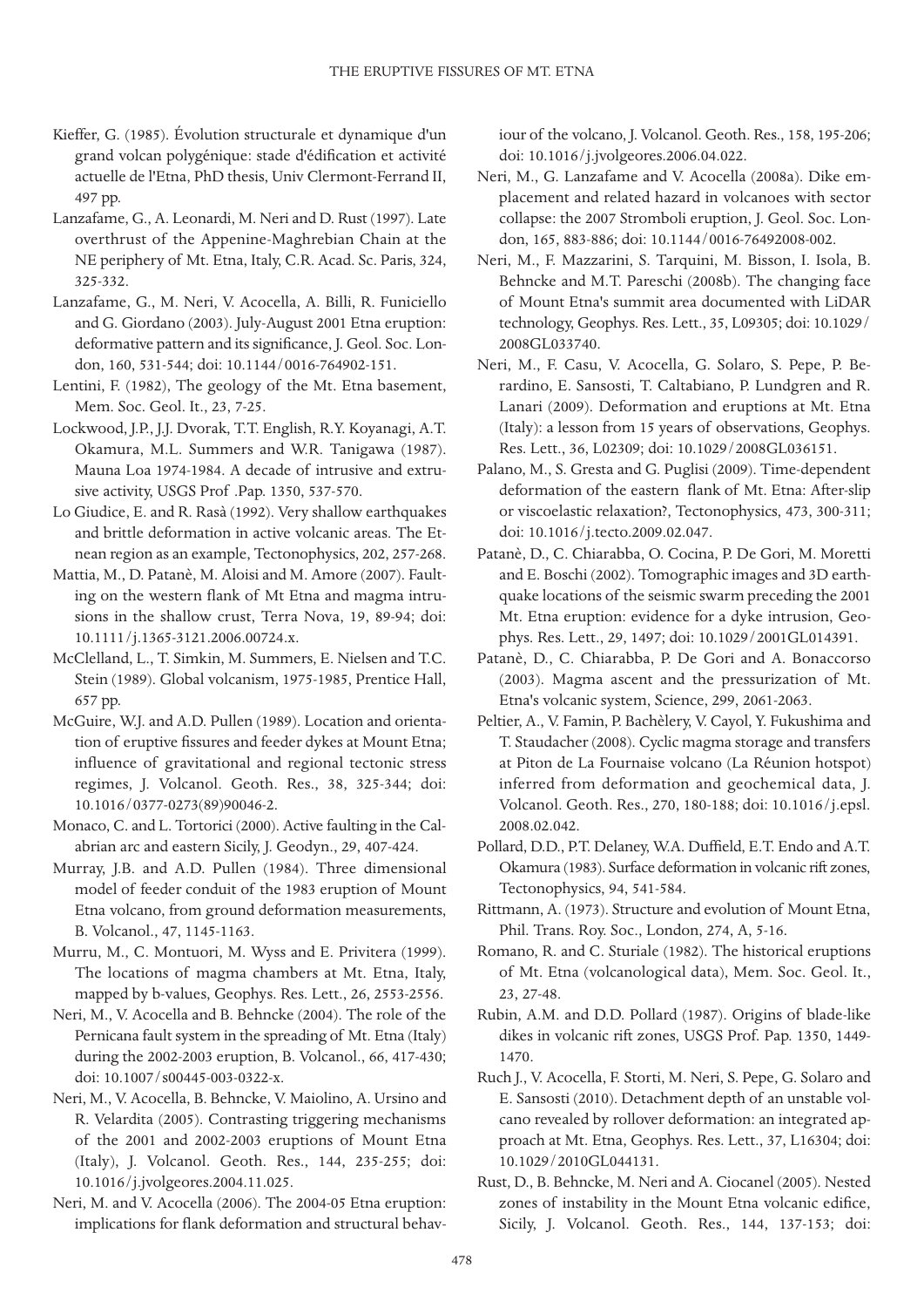Kieffer, G. (1985). Évolution structurale et dynamique d'un grand volcan polygénique: stade d'édification et activité actuelle de l'Etna, PhD thesis, Univ Clermont-Ferrand II, 497 pp.

Lanzafame, G., A. Leonardi, M. Neri and D. Rust (1997). Late overthrust of the Appenine-Maghrebian Chain at the NE periphery of Mt. Etna, Italy, C.R. Acad. Sc. Paris, 324, 325-332.

Lanzafame, G., M. Neri, V. Acocella, A. Billi, R. Funiciello and G. Giordano (2003). July-August 2001 Etna eruption: deformative pattern and its significance, J. Geol. Soc. London, 160, 531-544; doi: 10.1144/0016-764902-151.

Lentini, F. (1982), The geology of the Mt. Etna basement, Mem. Soc. Geol. It., 23, 7-25.

Lockwood, J.P., J.J. Dvorak, T.T. English, R.Y. Koyanagi, A.T. Okamura, M.L. Summers and W.R. Tanigawa (1987). Mauna Loa 1974-1984. A decade of intrusive and extrusive activity, USGS Prof .Pap. 1350, 537-570.

Lo Giudice, E. and R. Rasà (1992). Very shallow earthquakes and brittle deformation in active volcanic areas. The Etnean region as an example, Tectonophysics, 202, 257-268.

Mattia, M., D. Patanè, M. Aloisi and M. Amore (2007). Faulting on the western flank of Mt Etna and magma intrusions in the shallow crust, Terra Nova, 19, 89-94; doi: 10.1111/j.1365-3121.2006.00724.x.

McClelland, L., T. Simkin, M. Summers, E. Nielsen and T.C. Stein (1989). Global volcanism, 1975-1985, Prentice Hall, 657 pp.

McGuire, W.J. and A.D. Pullen (1989). Location and orientation of eruptive fissures and feeder dykes at Mount Etna; influence of gravitational and regional tectonic stress regimes, J. Volcanol. Geoth. Res., 38, 325-344; doi: 10.1016/0377-0273(89)90046-2.

Monaco, C. and L. Tortorici (2000). Active faulting in the Calabrian arc and eastern Sicily, J. Geodyn., 29, 407-424.

Murray, J.B. and A.D. Pullen (1984). Three dimensional model of feeder conduit of the 1983 eruption of Mount Etna volcano, from ground deformation measurements, B. Volcanol., 47, 1145-1163.

Murru, M., C. Montuori, M. Wyss and E. Privitera (1999). The locations of magma chambers at Mt. Etna, Italy, mapped by b-values, Geophys. Res. Lett., 26, 2553-2556.

Neri, M., V. Acocella and B. Behncke (2004). The role of the Pernicana fault system in the spreading of Mt. Etna (Italy) during the 2002-2003 eruption, B. Volcanol., 66, 417-430; doi: 10.1007/s00445-003-0322-x.

Neri, M., V. Acocella, B. Behncke, V. Maiolino, A. Ursino and R. Velardita (2005). Contrasting triggering mechanisms of the 2001 and 2002-2003 eruptions of Mount Etna (Italy), J. Volcanol. Geoth. Res., 144, 235-255; doi: 10.1016/j.jvolgeores.2004.11.025.

Neri, M. and V. Acocella (2006). The 2004-05 Etna eruption: implications for flank deformation and structural behaviour of the volcano, J. Volcanol. Geoth. Res., 158, 195-206; doi: 10.1016/j.jvolgeores.2006.04.022.

Neri, M., G. Lanzafame and V. Acocella (2008a). Dike emplacement and related hazard in volcanoes with sector collapse: the 2007 Stromboli eruption, J. Geol. Soc. London, 165, 883-886; doi: 10.1144/0016-76492008-002.

Neri, M., F. Mazzarini, S. Tarquini, M. Bisson, I. Isola, B. Behncke and M.T. Pareschi (2008b). The changing face of Mount Etna's summit area documented with LiDAR technology, Geophys. Res. Lett., 35, L09305; doi: 10.1029/2008GL033740.

Neri, M., F. Casu, V. Acocella, G. Solaro, S. Pepe, P. Berardino, E. Sansosti, T. Caltabiano, P. Lundgren and R. Lanari (2009). Deformation and eruptions at Mt. Etna (Italy): a lesson from 15 years of observations, Geophys. Res. Lett., 36, L02309; doi: 10.1029/2008GL036151.

Palano, M., S. Gresta and G. Puglisi (2009). Time-dependent deformation of the eastern flank of Mt. Etna: After-slip or viscoelastic relaxation?, Tectonophysics, 473, 300-311; doi: 10.1016/j.tecto.2009.02.047.

Patanè, D., C. Chiarabba, O. Cocina, P. De Gori, M. Moretti and E. Boschi (2002). Tomographic images and 3D earthquake locations of the seismic swarm preceding the 2001 Mt. Etna eruption: evidence for a dyke intrusion, Geophys. Res. Lett., 29, 1497; doi: 10.1029/2001GL014391.

Patanè, D., C. Chiarabba, P. De Gori and A. Bonaccorso (2003). Magma ascent and the pressurization of Mt. Etna's volcanic system, Science, 299, 2061-2063.

Peltier, A., V. Famin, P. Bachèlery, V. Cayol, Y. Fukushima and T. Staudacher (2008). Cyclic magma storage and transfers at Piton de La Fournaise volcano (La Réunion hotspot) inferred from deformation and geochemical data, J. Volcanol. Geoth. Res., 270, 180-188; doi: 10.1016/j.epsl.2008.02.042.

Pollard, D.D., P.T. Delaney, W.A. Duffield, E.T. Endo and A.T. Okamura (1983). Surface deformation in volcanic rift zones, Tectonophysics, 94, 541-584.

Rittmann, A. (1973). Structure and evolution of Mount Etna, Phil. Trans. Roy. Soc., London, 274, A, 5-16.

Romano, R. and C. Sturiale (1982). The historical eruptions of Mt. Etna (volcanological data), Mem. Soc. Geol. It., 23, 27-48.

Rubin, A.M. and D.D. Pollard (1987). Origins of blade-like dikes in volcanic rift zones, USGS Prof. Pap. 1350, 1449-1470.

Ruch J., V. Acocella, F. Storti, M. Neri, S. Pepe, G. Solaro and E. Sansosti (2010). Detachment depth of an unstable volcano revealed by rollover deformation: an integrated approach at Mt. Etna, Geophys. Res. Lett., 37, L16304; doi: 10.1029/2010GL044131.

Rust, D., B. Behncke, M. Neri and A. Ciocanel (2005). Nested zones of instability in the Mount Etna volcanic edifice, Sicily, J. Volcanol. Geoth. Res., 144, 137-153; doi: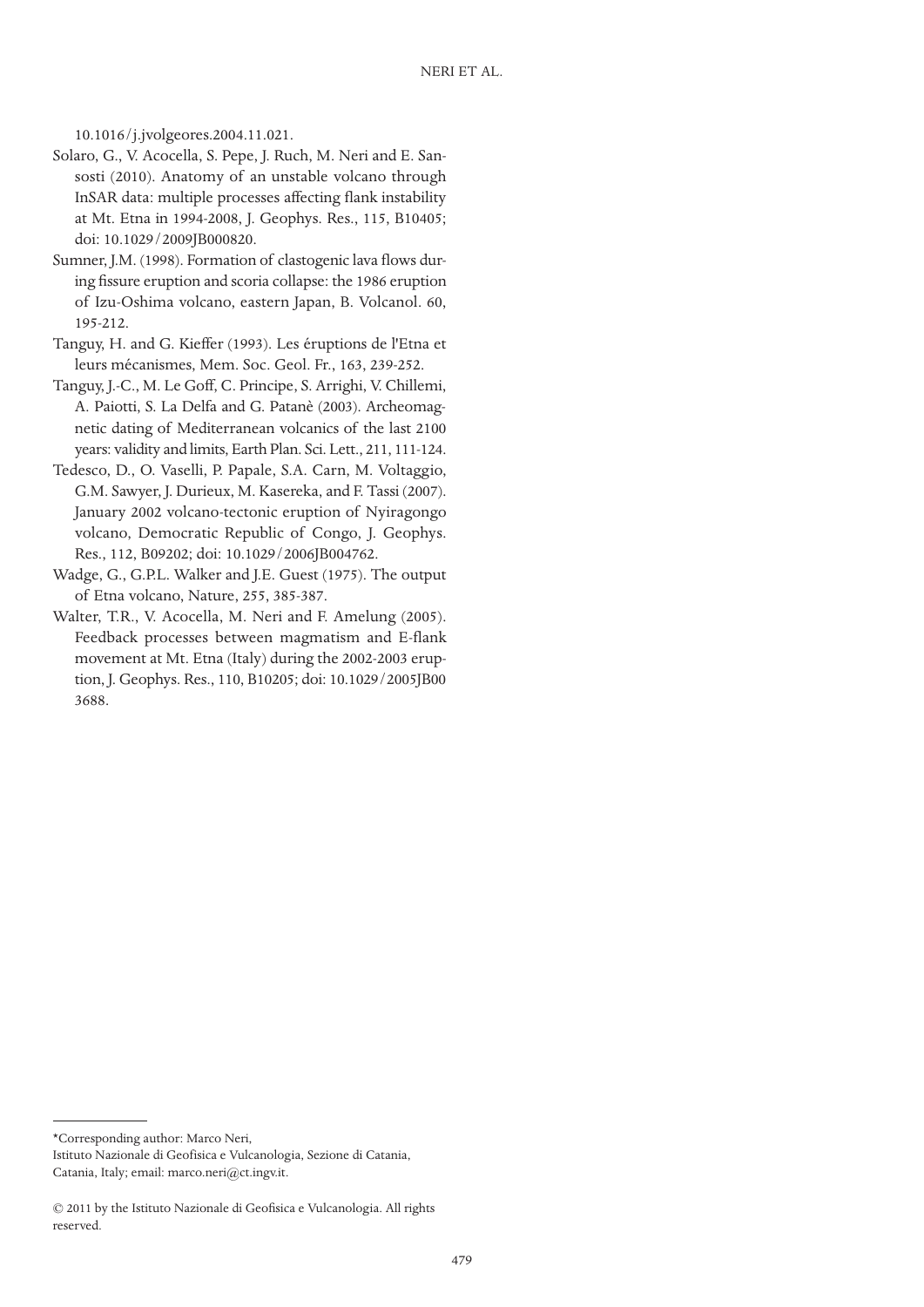10.1016/j.jvolgeores.2004.11.021.

Solaro, G., V. Acocella, S. Pepe, J. Ruch, M. Neri and E. Sansosti (2010). Anatomy of an unstable volcano through InSAR data: multiple processes affecting flank instability at Mt. Etna in 1994-2008, J. Geophys. Res., 115, B10405; doi: 10.1029/2009JB000820.

Sumner, J.M. (1998). Formation of clastogenic lava flows during fissure eruption and scoria collapse: the 1986 eruption of Izu-Oshima volcano, eastern Japan, B. Volcanol. 60, 195-212.

Tanguy, H. and G. Kieffer (1993). Les éruptions de l'Etna et leurs mécanismes, Mem. Soc. Geol. Fr., 163, 239-252.

Tanguy, J.-C., M. Le Goff, C. Principe, S. Arrighi, V. Chillemi, A. Paiotti, S. La Delfa and G. Patanè (2003). Archeomagnetic dating of Mediterranean volcanics of the last 2100 years: validity and limits, Earth Plan. Sci. Lett., 211, 111-124.

Tedesco, D., O. Vaselli, P. Papale, S.A. Carn, M. Voltaggio, G.M. Sawyer, J. Durieux, M. Kasereka, and F. Tassi (2007). January 2002 volcano-tectonic eruption of Nyiragongo volcano, Democratic Republic of Congo, J. Geophys. Res., 112, B09202; doi: 10.1029/2006JB004762.

Wadge, G., G.P.L. Walker and J.E. Guest (1975). The output of Etna volcano, Nature, 255, 385-387.

Walter, T.R., V. Acocella, M. Neri and F. Amelung (2005). Feedback processes between magmatism and E-flank movement at Mt. Etna (Italy) during the 2002-2003 eruption, J. Geophys. Res., 110, B10205; doi: 10.1029/2005JB003688.

---

*Corresponding author: Marco Neri,
Istituto Nazionale di Geofisica e Vulcanologia, Sezione di Catania, Catania, Italy; email: marco.neri@ct.ingv.it.

© 2011 by the Istituto Nazionale di Geofisica e Vulcanologia. All rights reserved.